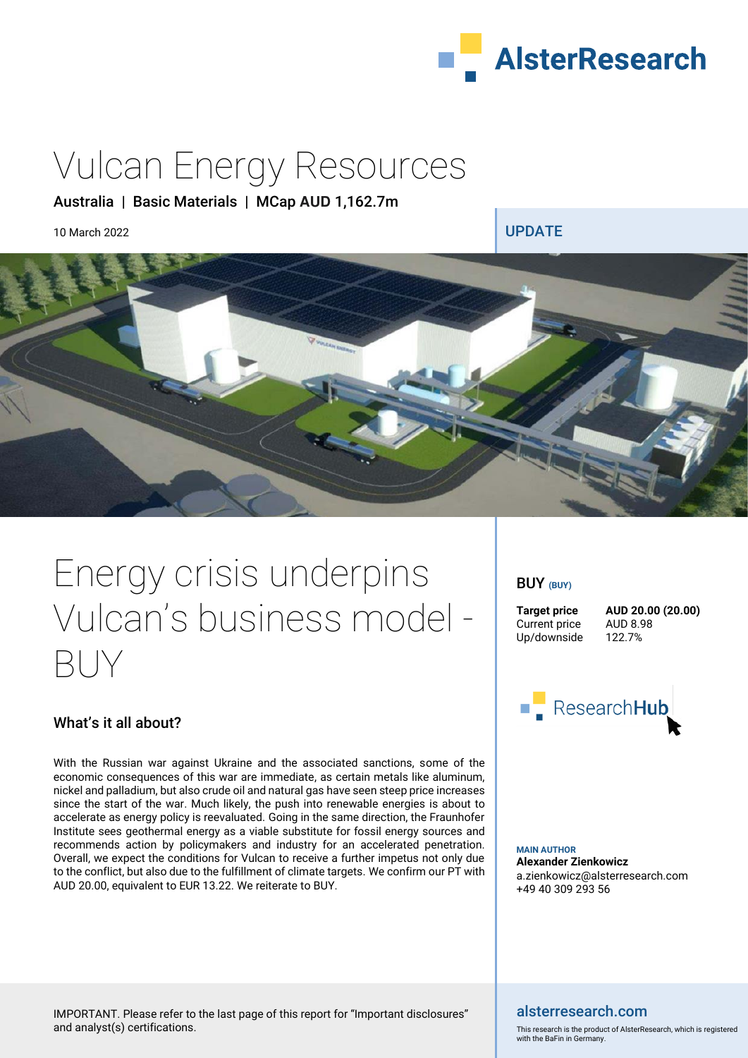# Vulcan Energy Resources

**Australia | Basic Materials | MCap AUD 1,162.7m**

10 March 2022

UPDATE

# Energy crisis underpins Vulcan's business model - BUY

## What's it all about?

With the Russian war against Ukraine and the associated sanctions, some of the economic consequences of this war are immediate, as certain metals like aluminum, nickel and palladium, but also crude oil and natural gas have seen steep price increases since the start of the war. Much likely, the push into renewable energies is about to accelerate as energy policy is reevaluated. Going in the same direction, the Fraunhofer Institute sees geothermal energy as a viable substitute for fossil energy sources and recommends action by policymakers and industry for an accelerated penetration. Overall, we expect the conditions for Vulcan to receive a further impetus not only due to the conflict, but also due to the fulfillment of climate targets. We confirm our PT with AUD 20.00, equivalent to EUR 13.22. We reiterate to BUY.

**BUY** (BUY)

| | |
|---|---|
| **Target price** | **AUD 20.00 (20.00)** |
| Current price | AUD 8.98 |
| Up/downside | 122.7% |

**MAIN AUTHOR**
**Alexander Zienkowicz**
a.zienkowicz@alsterresearch.com
+49 40 309 293 56

IMPORTANT. Please refer to the last page of this report for "Important disclosures" and analyst(s) certifications.

alsterresearch.com

This research is the product of AlsterResearch, which is registered with the BaFin in Germany.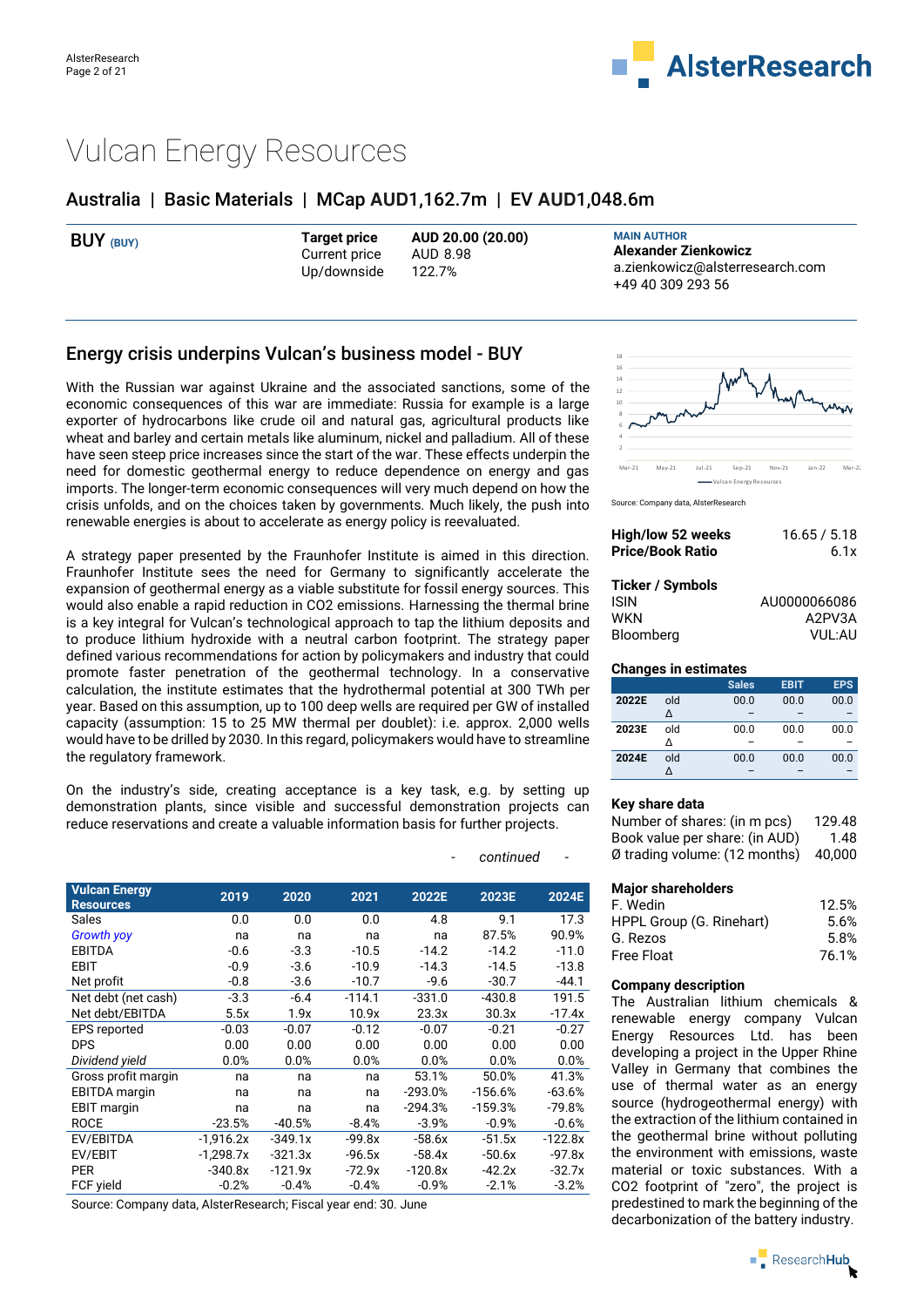# Vulcan Energy Resources

## Australia | Basic Materials | MCap AUD1,162.7m | EV AUD1,048.6m

**BUY** (BUY)

| | |
|---|---|
| **Target price** | AUD 20.00 (20.00) |
| Current price | AUD 8.98 |
| Up/downside | 122.7% |

MAIN AUTHOR
**Alexander Zienkowicz**
a.zienkowicz@alsterresearch.com
+49 40 309 293 56

## Energy crisis underpins Vulcan's business model - BUY

With the Russian war against Ukraine and the associated sanctions, some of the economic consequences of this war are immediate: Russia for example is a large exporter of hydrocarbons like crude oil and natural gas, agricultural products like wheat and barley and certain metals like aluminum, nickel and palladium. All of these have seen steep price increases since the start of the war. These effects underpin the need for domestic geothermal energy to reduce dependence on energy and gas imports. The longer-term economic consequences will very much depend on how the crisis unfolds, and on the choices taken by governments. Much likely, the push into renewable energies is about to accelerate as energy policy is reevaluated.

A strategy paper presented by the Fraunhofer Institute is aimed in this direction. Fraunhofer Institute sees the need for Germany to significantly accelerate the expansion of geothermal energy as a viable substitute for fossil energy sources. This would also enable a rapid reduction in CO2 emissions. Harnessing the thermal brine is a key integral for Vulcan's technological approach to tap the lithium deposits and to produce lithium hydroxide with a neutral carbon footprint. The strategy paper defined various recommendations for action by policymakers and industry that could promote faster penetration of the geothermal technology. In a conservative calculation, the institute estimates that the hydrothermal potential at 300 TWh per year. Based on this assumption, up to 100 deep wells are required per GW of installed capacity (assumption: 15 to 25 MW thermal per doublet): i.e. approx. 2,000 wells would have to be drilled by 2030. In this regard, policymakers would have to streamline the regulatory framework.

On the industry's side, creating acceptance is a key task, e.g. by setting up demonstration plants, since visible and successful demonstration projects can reduce reservations and create a valuable information basis for further projects.

- continued -

| Vulcan Energy Resources | 2019 | 2020 | 2021 | 2022E | 2023E | 2024E |
|---|---|---|---|---|---|---|
| Sales | 0.0 | 0.0 | 0.0 | 4.8 | 9.1 | 17.3 |
| *Growth yoy* | na | na | na | na | 87.5% | 90.9% |
| EBITDA | -0.6 | -3.3 | -10.5 | -14.2 | -14.2 | -11.0 |
| EBIT | -0.9 | -3.6 | -10.9 | -14.3 | -14.5 | -13.8 |
| Net profit | -0.8 | -3.6 | -10.7 | -9.6 | -30.7 | -44.1 |
| Net debt (net cash) | -3.3 | -6.4 | -114.1 | -331.0 | -430.8 | 191.5 |
| Net debt/EBITDA | 5.5x | 1.9x | 10.9x | 23.3x | 30.3x | -17.4x |
| EPS reported | -0.03 | -0.07 | -0.12 | -0.07 | -0.21 | -0.27 |
| DPS | 0.00 | 0.00 | 0.00 | 0.00 | 0.00 | 0.00 |
| *Dividend yield* | 0.0% | 0.0% | 0.0% | 0.0% | 0.0% | 0.0% |
| Gross profit margin | na | na | na | 53.1% | 50.0% | 41.3% |
| EBITDA margin | na | na | na | -293.0% | -156.6% | -63.6% |
| EBIT margin | na | na | na | -294.3% | -159.3% | -79.8% |
| ROCE | -23.5% | -40.5% | -8.4% | -3.9% | -0.9% | -0.6% |
| EV/EBITDA | -1,916.2x | -349.1x | -99.8x | -58.6x | -51.5x | -122.8x |
| EV/EBIT | -1,298.7x | -321.3x | -96.5x | -58.4x | -50.6x | -97.8x |
| PER | -340.8x | -121.9x | -72.9x | -120.8x | -42.2x | -32.7x |
| FCF yield | -0.2% | -0.4% | -0.4% | -0.9% | -2.1% | -3.2% |

Source: Company data, AlsterResearch; Fiscal year end: 30. June

Source: Company data, AlsterResearch

| | |
|---|---|
| **High/low 52 weeks** | 16.65 / 5.18 |
| **Price/Book Ratio** | 6.1x |

**Ticker / Symbols**

| | |
|---|---|
| ISIN | AU0000066086 |
| WKN | A2PV3A |
| Bloomberg | VUL:AU |

**Changes in estimates**

| | | Sales | EBIT | EPS |
|---|---|---|---|---|
| 2022E | old | 00.0 | 00.0 | 00.0 |
| | Δ | – | – | – |
| 2023E | old | 00.0 | 00.0 | 00.0 |
| | Δ | – | – | – |
| 2024E | old | 00.0 | 00.0 | 00.0 |
| | Δ | – | – | – |

**Key share data**

| | |
|---|---|
| Number of shares: (in m pcs) | 129.48 |
| Book value per share: (in AUD) | 1.48 |
| Ø trading volume: (12 months) | 40,000 |

**Major shareholders**

| | |
|---|---|
| F. Wedin | 12.5% |
| HPPL Group (G. Rinehart) | 5.6% |
| G. Rezos | 5.8% |
| Free Float | 76.1% |

**Company description**

The Australian lithium chemicals & renewable energy company Vulcan Energy Resources Ltd. has been developing a project in the Upper Rhine Valley in Germany that combines the use of thermal water as an energy source (hydrogeothermal energy) with the extraction of the lithium contained in the geothermal brine without polluting the environment with emissions, waste material or toxic substances. With a CO2 footprint of "zero", the project is predestined to mark the beginning of the decarbonization of the battery industry.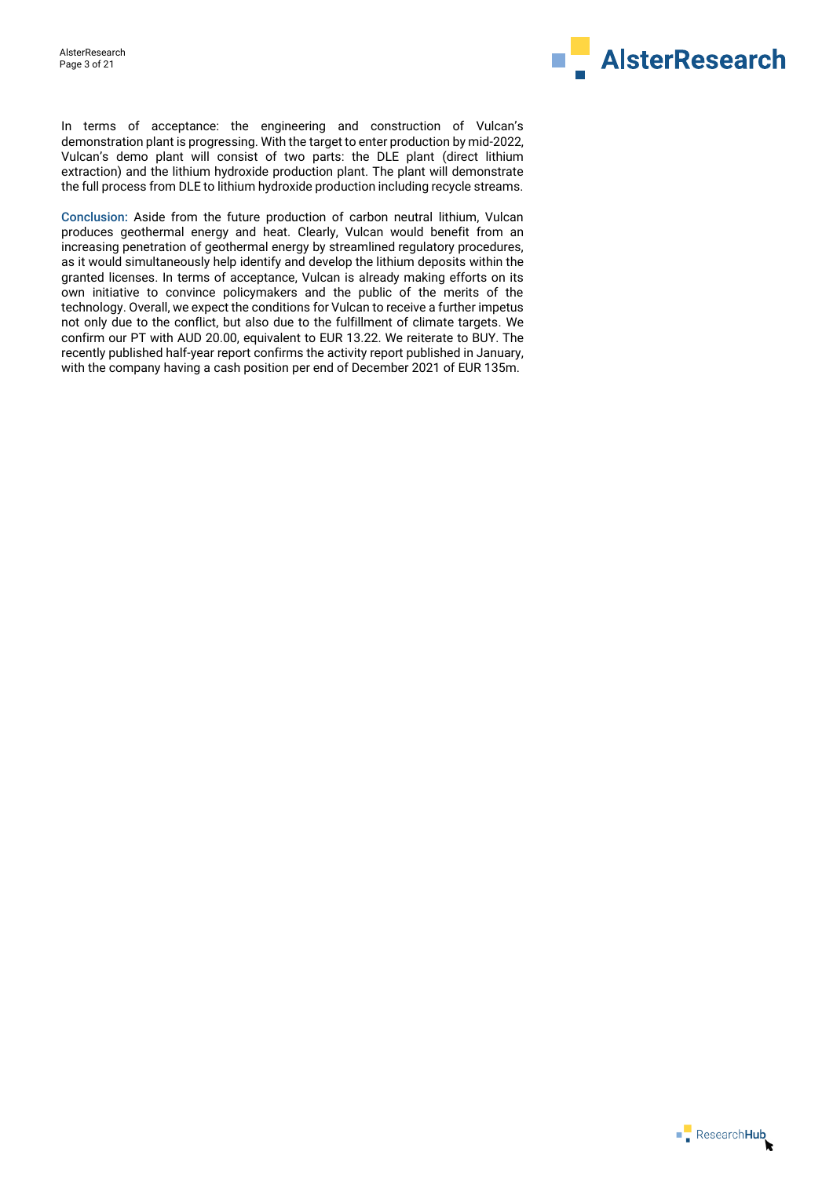In terms of acceptance: the engineering and construction of Vulcan's demonstration plant is progressing. With the target to enter production by mid-2022, Vulcan's demo plant will consist of two parts: the DLE plant (direct lithium extraction) and the lithium hydroxide production plant. The plant will demonstrate the full process from DLE to lithium hydroxide production including recycle streams.

**Conclusion:** Aside from the future production of carbon neutral lithium, Vulcan produces geothermal energy and heat. Clearly, Vulcan would benefit from an increasing penetration of geothermal energy by streamlined regulatory procedures, as it would simultaneously help identify and develop the lithium deposits within the granted licenses. In terms of acceptance, Vulcan is already making efforts on its own initiative to convince policymakers and the public of the merits of the technology. Overall, we expect the conditions for Vulcan to receive a further impetus not only due to the conflict, but also due to the fulfillment of climate targets. We confirm our PT with AUD 20.00, equivalent to EUR 13.22. We reiterate to BUY. The recently published half-year report confirms the activity report published in January, with the company having a cash position per end of December 2021 of EUR 135m.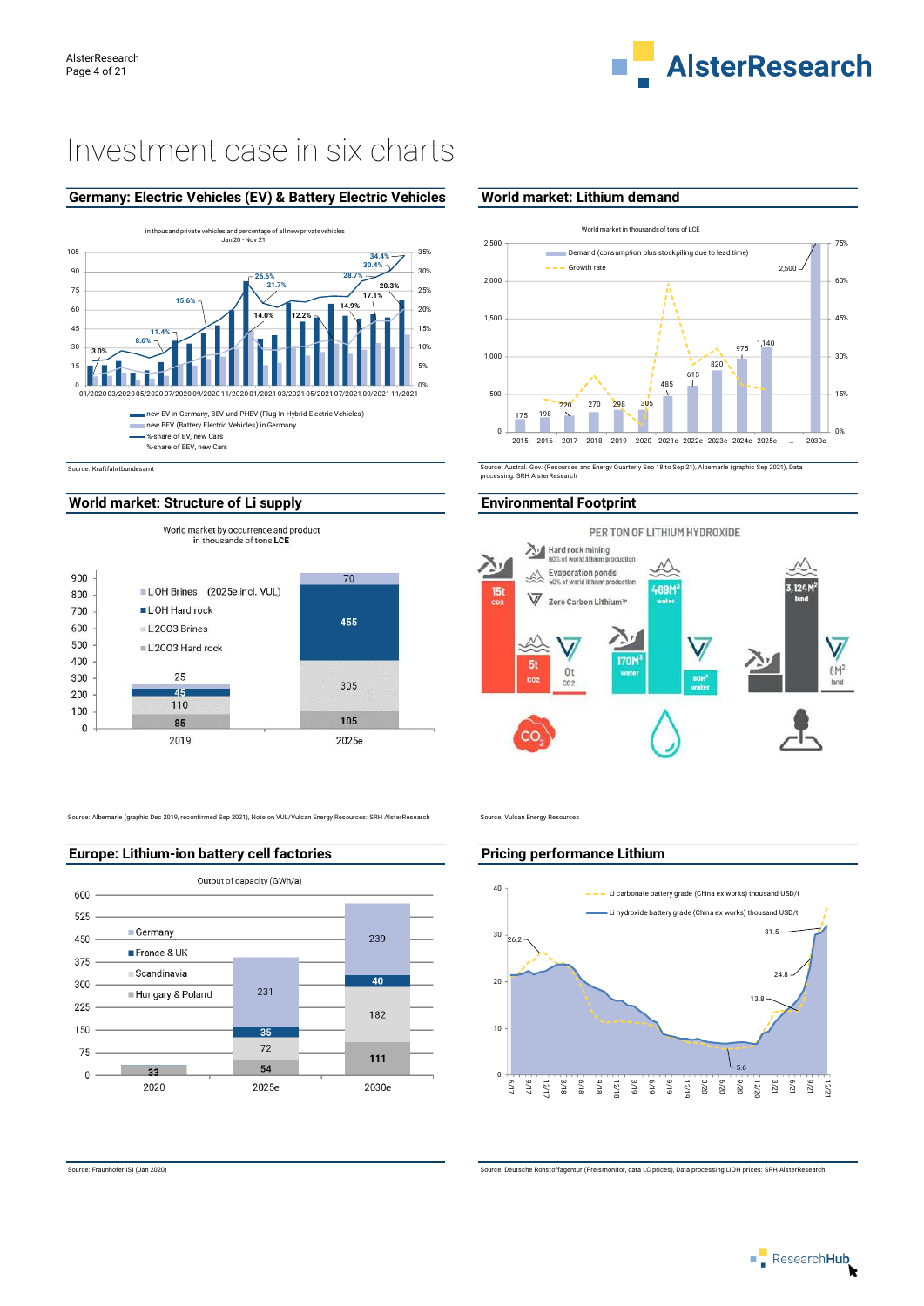# Investment case in six charts

## Germany: Electric Vehicles (EV) & Battery Electric Vehicles

in thousand private vehicles and percentage of all new private vehicles
Jan 20 - Nov 21

- new EV in Germany, BEV und PHEV (Plug-In-Hybrid Electric Vehicles)
- new BEV (Battery Electric Vehicles) in Germany
- %-share of EV, new Cars
- %-share of BEV, new Cars

Source: Kraftfahrtbundesamt

## World market: Lithium demand

World market in thousands of tons of LCE

| Year | Demand (consumption plus stockpiling due to lead time) |
|---|---|
| 2015 | 175 |
| 2016 | 198 |
| 2017 | 220 |
| 2018 | 270 |
| 2019 | 298 |
| 2020 | 305 |
| 2021e | 485 |
| 2022e | 615 |
| 2023e | 820 |
| 2024e | 975 |
| 2025e | 1,140 |
| 2030e | 2,500 |

Source: Austral. Gov. (Resources and Energy Quarterly Sep 18 to Sep 21), Albemarle (graphic Sep 2021), Data processing: SRH AlsterResearch

## World market: Structure of Li supply

World market by occurrence and product in thousands of tons LCE

| | 2019 | 2025e |
|---|---|---|
| LOH Brines (2025e incl. VUL) | 25 | 70 |
| LOH Hard rock | 45 | 455 |
| L2CO3 Brines | 110 | 305 |
| L2CO3 Hard rock | 85 | 105 |

Source: Albemarle (graphic Dec 2019, reconfirmed Sep 2021), Note on VUL/Vulcan Energy Resources: SRH AlsterResearch

## Environmental Footprint

PER TON OF LITHIUM HYDROXIDE

| | Hard rock mining (60% of world lithium production) | Evaporation ponds (40% of world lithium production) | Zero Carbon Lithium™ |
|---|---|---|---|
| $CO_2$ | 15t | 5t | 0t |
| Water | 170M³ | 469M³ | 90M³ |
| Land | – | 3,124M² | 6M² |

Source: Vulcan Energy Resources

## Europe: Lithium-ion battery cell factories

Output of capacity (GWh/a)

| | 2020 | 2025e | 2030e |
|---|---|---|---|
| Germany | | 231 | 239 |
| France & UK | | 35 | 40 |
| Scandinavia | | 72 | 182 |
| Hungary & Poland | 33 | 54 | 111 |

Source: Fraunhofer ISI (Jan 2020)

## Pricing performance Lithium

- Li carbonate battery grade (China ex works) thousand USD/t
- Li hydroxide battery grade (China ex works) thousand USD/t

Labelled values: 26.2, 5.6, 13.8, 24.8, 31.5

Source: Deutsche Rohstoffagentur (Preismonitor, data LC prices), Data processing LiOH prices: SRH AlsterResearch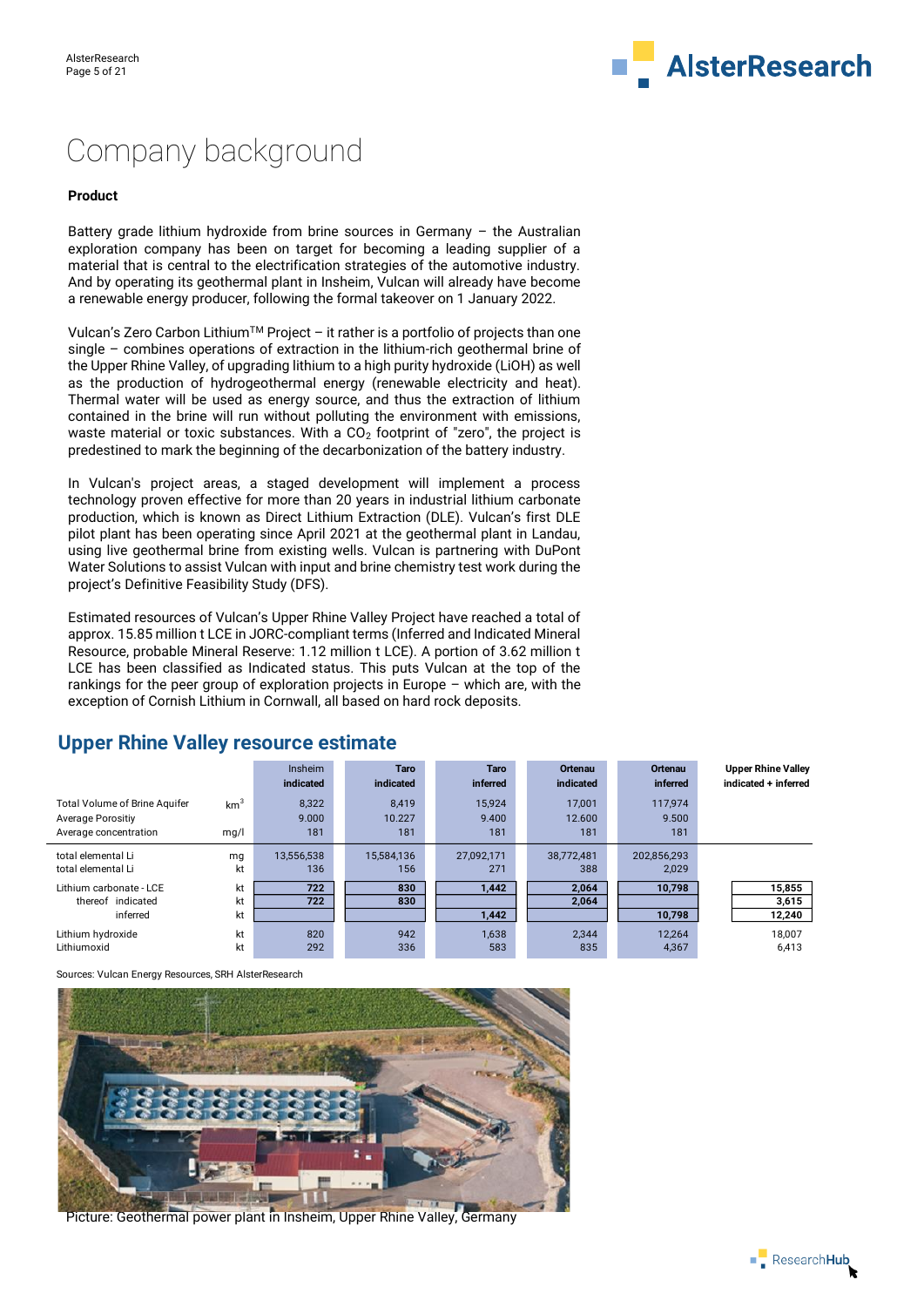# Company background

**Product**

Battery grade lithium hydroxide from brine sources in Germany – the Australian exploration company has been on target for becoming a leading supplier of a material that is central to the electrification strategies of the automotive industry. And by operating its geothermal plant in Insheim, Vulcan will already have become a renewable energy producer, following the formal takeover on 1 January 2022.

Vulcan's Zero Carbon Lithium™ Project – it rather is a portfolio of projects than one single – combines operations of extraction in the lithium-rich geothermal brine of the Upper Rhine Valley, of upgrading lithium to a high purity hydroxide (LiOH) as well as the production of hydrogeothermal energy (renewable electricity and heat). Thermal water will be used as energy source, and thus the extraction of lithium contained in the brine will run without polluting the environment with emissions, waste material or toxic substances. With a $CO_2$ footprint of "zero", the project is predestined to mark the beginning of the decarbonization of the battery industry.

In Vulcan's project areas, a staged development will implement a process technology proven effective for more than 20 years in industrial lithium carbonate production, which is known as Direct Lithium Extraction (DLE). Vulcan's first DLE pilot plant has been operating since April 2021 at the geothermal plant in Landau, using live geothermal brine from existing wells. Vulcan is partnering with DuPont Water Solutions to assist Vulcan with input and brine chemistry test work during the project's Definitive Feasibility Study (DFS).

Estimated resources of Vulcan's Upper Rhine Valley Project have reached a total of approx. 15.85 million t LCE in JORC-compliant terms (Inferred and Indicated Mineral Resource, probable Mineral Reserve: 1.12 million t LCE). A portion of 3.62 million t LCE has been classified as Indicated status. This puts Vulcan at the top of the rankings for the peer group of exploration projects in Europe – which are, with the exception of Cornish Lithium in Cornwall, all based on hard rock deposits.

## Upper Rhine Valley resource estimate

| | | Insheim indicated | Taro indicated | Taro inferred | Ortenau indicated | Ortenau inferred | Upper Rhine Valley indicated + inferred |
|---|---|---|---|---|---|---|---|
| Total Volume of Brine Aquifer | $km^3$ | 8,322 | 8,419 | 15,924 | 17,001 | 117,974 | |
| Average Porositiy | | 9.000 | 10.227 | 9.400 | 12.600 | 9.500 | |
| Average concentration | mg/l | 181 | 181 | 181 | 181 | 181 | |
| total elemental Li | mg | 13,556,538 | 15,584,136 | 27,092,171 | 38,772,481 | 202,856,293 | |
| total elemental Li | kt | 136 | 156 | 271 | 388 | 2,029 | |
| Lithium carbonate - LCE | kt | **722** | **830** | **1,442** | **2,064** | **10,798** | **15,855** |
| thereof indicated | kt | **722** | **830** | | **2,064** | | **3,615** |
| inferred | kt | | | **1,442** | | **10,798** | **12,240** |
| Lithium hydroxide | kt | 820 | 942 | 1,638 | 2,344 | 12,264 | 18,007 |
| Lithiumoxid | kt | 292 | 336 | 583 | 835 | 4,367 | 6,413 |

Sources: Vulcan Energy Resources, SRH AlsterResearch

Picture: Geothermal power plant in Insheim, Upper Rhine Valley, Germany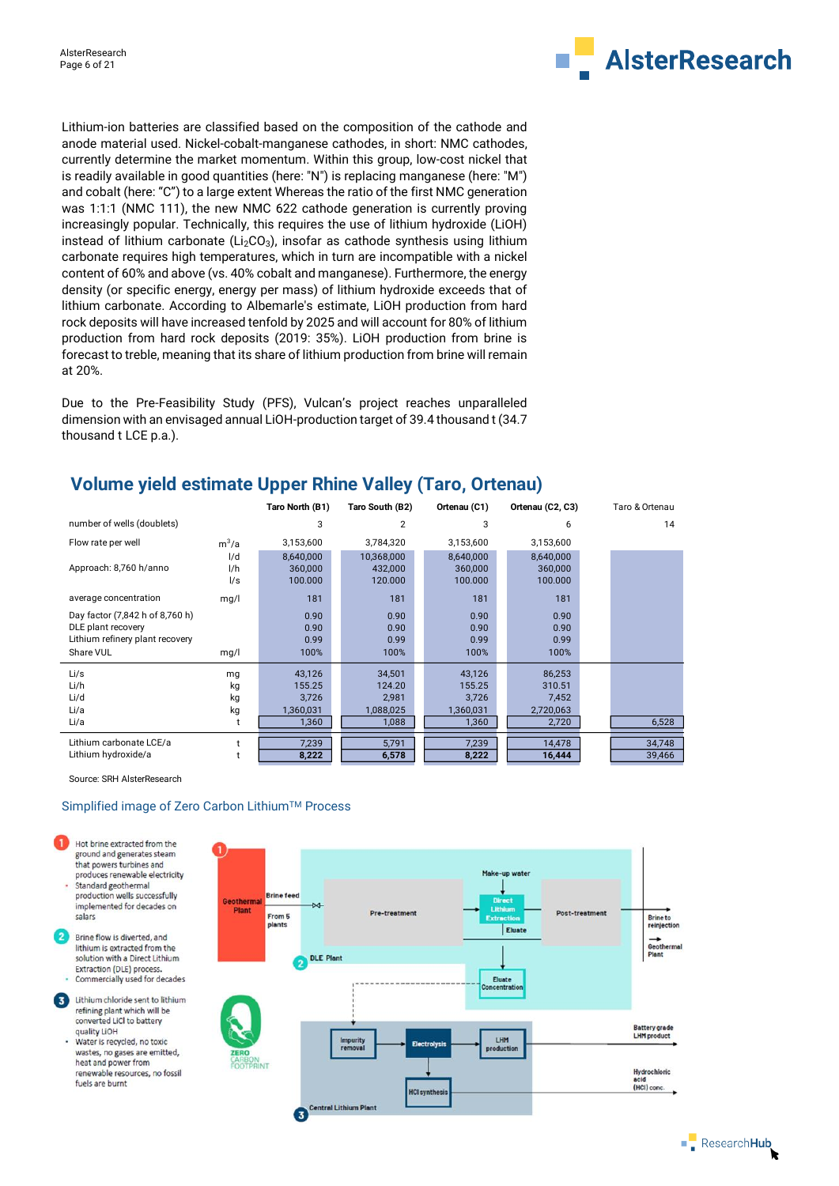Lithium-ion batteries are classified based on the composition of the cathode and anode material used. Nickel-cobalt-manganese cathodes, in short: NMC cathodes, currently determine the market momentum. Within this group, low-cost nickel that is readily available in good quantities (here: "N") is replacing manganese (here: "M") and cobalt (here: "C") to a large extent Whereas the ratio of the first NMC generation was 1:1:1 (NMC 111), the new NMC 622 cathode generation is currently proving increasingly popular. Technically, this requires the use of lithium hydroxide (LiOH) instead of lithium carbonate ($Li_2CO_3$), insofar as cathode synthesis using lithium carbonate requires high temperatures, which in turn are incompatible with a nickel content of 60% and above (vs. 40% cobalt and manganese). Furthermore, the energy density (or specific energy, energy per mass) of lithium hydroxide exceeds that of lithium carbonate. According to Albemarle's estimate, LiOH production from hard rock deposits will have increased tenfold by 2025 and will account for 80% of lithium production from hard rock deposits (2019: 35%). LiOH production from brine is forecast to treble, meaning that its share of lithium production from brine will remain at 20%.

Due to the Pre-Feasibility Study (PFS), Vulcan's project reaches unparalleled dimension with an envisaged annual LiOH-production target of 39.4 thousand t (34.7 thousand t LCE p.a.).

## Volume yield estimate Upper Rhine Valley (Taro, Ortenau)

| | | Taro North (B1) | Taro South (B2) | Ortenau (C1) | Ortenau (C2, C3) | Taro & Ortenau |
|---|---|---|---|---|---|---|
| number of wells (doublets) | | 3 | 2 | 3 | 6 | 14 |
| Flow rate per well | $m^3$/a | 3,153,600 | 3,784,320 | 3,153,600 | 3,153,600 | |
| | l/d | 8,640,000 | 10,368,000 | 8,640,000 | 8,640,000 | |
| Approach: 8,760 h/anno | l/h | 360,000 | 432,000 | 360,000 | 360,000 | |
| | l/s | 100.000 | 120.000 | 100.000 | 100.000 | |
| average concentration | mg/l | 181 | 181 | 181 | 181 | |
| Day factor (7,842 h of 8,760 h) | | 0.90 | 0.90 | 0.90 | 0.90 | |
| DLE plant recovery | | 0.90 | 0.90 | 0.90 | 0.90 | |
| Lithium refinery plant recovery | | 0.99 | 0.99 | 0.99 | 0.99 | |
| Share VUL | mg/l | 100% | 100% | 100% | 100% | |
| Li/s | mg | 43,126 | 34,501 | 43,126 | 86,253 | |
| Li/h | kg | 155.25 | 124.20 | 155.25 | 310.51 | |
| Li/d | kg | 3,726 | 2,981 | 3,726 | 7,452 | |
| Li/a | kg | 1,360,031 | 1,088,025 | 1,360,031 | 2,720,063 | |
| Li/a | t | 1,360 | 1,088 | 1,360 | 2,720 | 6,528 |
| Lithium carbonate LCE/a | t | 7,239 | 5,791 | 7,239 | 14,478 | 34,748 |
| Lithium hydroxide/a | t | **8,222** | **6,578** | **8,222** | **16,444** | 39,466 |

Source: SRH AlsterResearch

### Simplified image of Zero Carbon Lithium™ Process

1. Hot brine extracted from the ground and generates steam that powers turbines and produces renewable electricity
   - Standard geothermal production wells successfully implemented for decades on salars
2. Brine flow is diverted, and lithium is extracted from the solution with a Direct Lithium Extraction (DLE) process.
   - Commercially used for decades
3. Lithium chloride sent to lithium refining plant which will be converted LiCl to battery quality LiOH
   - Water is recycled, no toxic wastes, no gases are emitted, heat and power from renewable resources, no fossil fuels are burnt

Geothermal Plant — Brine feed — From 5 plants — Pre-treatment — Make-up water — Direct Lithium Extraction — Eluate — Post-treatment — Brine to reinjection — Geothermal Plant — DLE Plant — Eluate Concentration — Impurity removal — Electrolysis — LHM production — Battery grade LHM product — HCl synthesis — Hydrochloric acid (HCl) conc. — Central Lithium Plant — ZERO CARBON FOOTPRINT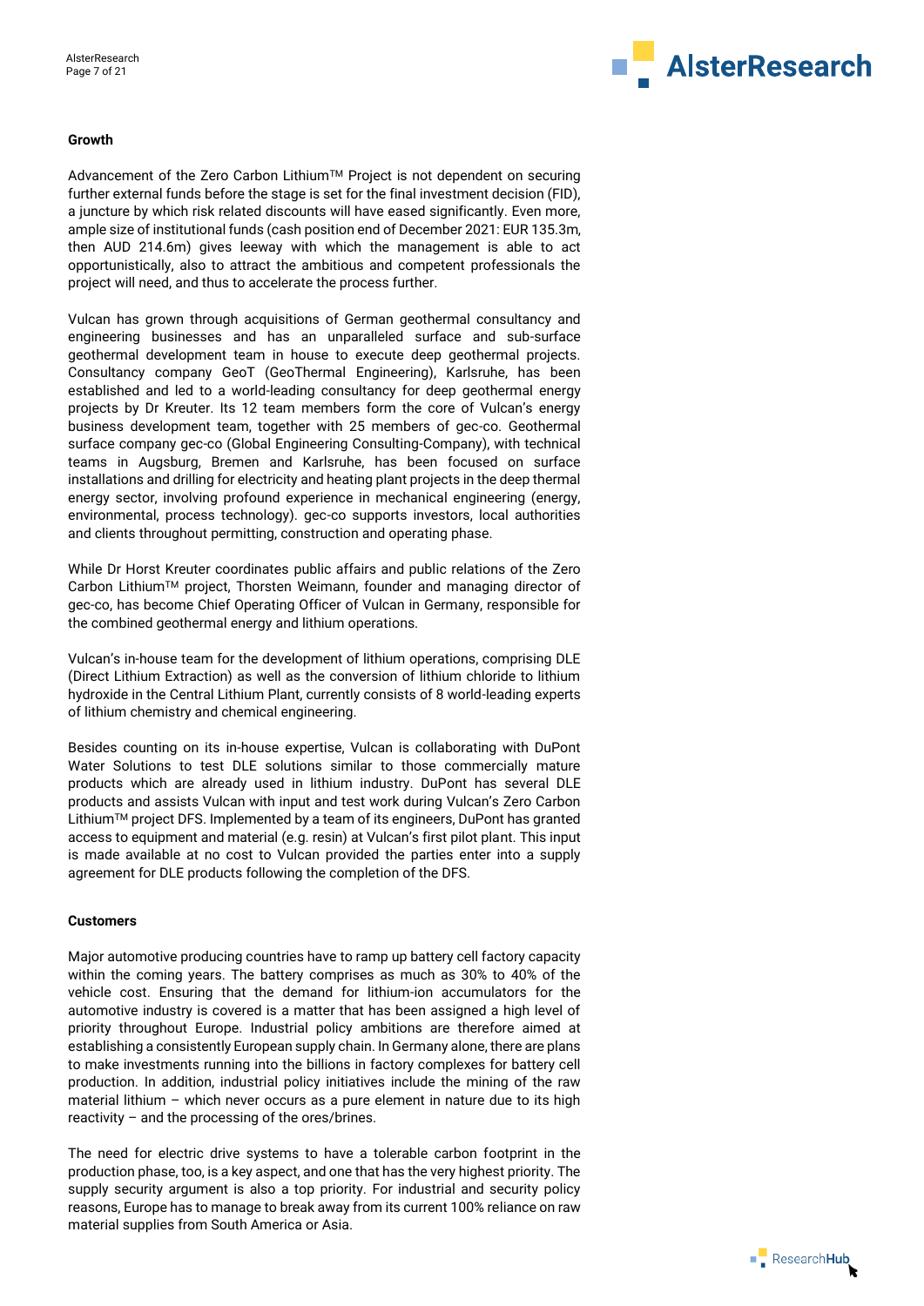**Growth**

Advancement of the Zero Carbon Lithium™ Project is not dependent on securing further external funds before the stage is set for the final investment decision (FID), a juncture by which risk related discounts will have eased significantly. Even more, ample size of institutional funds (cash position end of December 2021: EUR 135.3m, then AUD 214.6m) gives leeway with which the management is able to act opportunistically, also to attract the ambitious and competent professionals the project will need, and thus to accelerate the process further.

Vulcan has grown through acquisitions of German geothermal consultancy and engineering businesses and has an unparalleled surface and sub-surface geothermal development team in house to execute deep geothermal projects. Consultancy company GeoT (GeoThermal Engineering), Karlsruhe, has been established and led to a world-leading consultancy for deep geothermal energy projects by Dr Kreuter. Its 12 team members form the core of Vulcan's energy business development team, together with 25 members of gec-co. Geothermal surface company gec-co (Global Engineering Consulting-Company), with technical teams in Augsburg, Bremen and Karlsruhe, has been focused on surface installations and drilling for electricity and heating plant projects in the deep thermal energy sector, involving profound experience in mechanical engineering (energy, environmental, process technology). gec-co supports investors, local authorities and clients throughout permitting, construction and operating phase.

While Dr Horst Kreuter coordinates public affairs and public relations of the Zero Carbon Lithium™ project, Thorsten Weimann, founder and managing director of gec-co, has become Chief Operating Officer of Vulcan in Germany, responsible for the combined geothermal energy and lithium operations.

Vulcan's in-house team for the development of lithium operations, comprising DLE (Direct Lithium Extraction) as well as the conversion of lithium chloride to lithium hydroxide in the Central Lithium Plant, currently consists of 8 world-leading experts of lithium chemistry and chemical engineering.

Besides counting on its in-house expertise, Vulcan is collaborating with DuPont Water Solutions to test DLE solutions similar to those commercially mature products which are already used in lithium industry. DuPont has several DLE products and assists Vulcan with input and test work during Vulcan's Zero Carbon Lithium™ project DFS. Implemented by a team of its engineers, DuPont has granted access to equipment and material (e.g. resin) at Vulcan's first pilot plant. This input is made available at no cost to Vulcan provided the parties enter into a supply agreement for DLE products following the completion of the DFS.

**Customers**

Major automotive producing countries have to ramp up battery cell factory capacity within the coming years. The battery comprises as much as 30% to 40% of the vehicle cost. Ensuring that the demand for lithium-ion accumulators for the automotive industry is covered is a matter that has been assigned a high level of priority throughout Europe. Industrial policy ambitions are therefore aimed at establishing a consistently European supply chain. In Germany alone, there are plans to make investments running into the billions in factory complexes for battery cell production. In addition, industrial policy initiatives include the mining of the raw material lithium – which never occurs as a pure element in nature due to its high reactivity – and the processing of the ores/brines.

The need for electric drive systems to have a tolerable carbon footprint in the production phase, too, is a key aspect, and one that has the very highest priority. The supply security argument is also a top priority. For industrial and security policy reasons, Europe has to manage to break away from its current 100% reliance on raw material supplies from South America or Asia.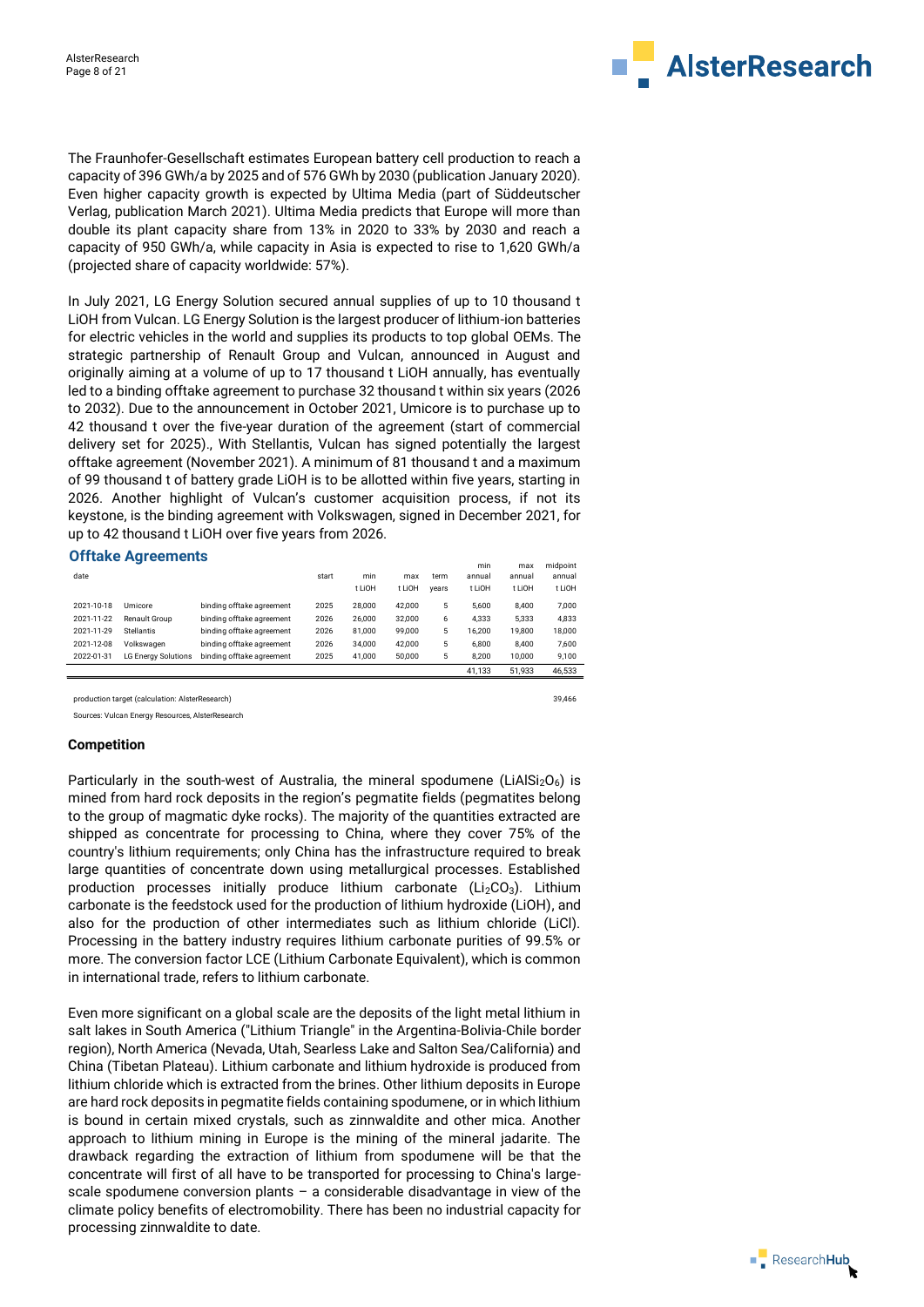The Fraunhofer-Gesellschaft estimates European battery cell production to reach a capacity of 396 GWh/a by 2025 and of 576 GWh by 2030 (publication January 2020). Even higher capacity growth is expected by Ultima Media (part of Süddeutscher Verlag, publication March 2021). Ultima Media predicts that Europe will more than double its plant capacity share from 13% in 2020 to 33% by 2030 and reach a capacity of 950 GWh/a, while capacity in Asia is expected to rise to 1,620 GWh/a (projected share of capacity worldwide: 57%).

In July 2021, LG Energy Solution secured annual supplies of up to 10 thousand t LiOH from Vulcan. LG Energy Solution is the largest producer of lithium-ion batteries for electric vehicles in the world and supplies its products to top global OEMs. The strategic partnership of Renault Group and Vulcan, announced in August and originally aiming at a volume of up to 17 thousand t LiOH annually, has eventually led to a binding offtake agreement to purchase 32 thousand t within six years (2026 to 2032). Due to the announcement in October 2021, Umicore is to purchase up to 42 thousand t over the five-year duration of the agreement (start of commercial delivery set for 2025)., With Stellantis, Vulcan has signed potentially the largest offtake agreement (November 2021). A minimum of 81 thousand t and a maximum of 99 thousand t of battery grade LiOH is to be allotted within five years, starting in 2026. Another highlight of Vulcan's customer acquisition process, if not its keystone, is the binding agreement with Volkswagen, signed in December 2021, for up to 42 thousand t LiOH over five years from 2026.

## Offtake Agreements

| date | | | start | min t LiOH | max t LiOH | term years | min annual t LiOH | max annual t LiOH | midpoint annual t LiOH |
|---|---|---|---|---|---|---|---|---|---|
| 2021-10-18 | Umicore | binding offtake agreement | 2025 | 28,000 | 42,000 | 5 | 5,600 | 8,400 | 7,000 |
| 2021-11-22 | Renault Group | binding offtake agreement | 2026 | 26,000 | 32,000 | 6 | 4,333 | 5,333 | 4,833 |
| 2021-11-29 | Stellantis | binding offtake agreement | 2026 | 81,000 | 99,000 | 5 | 16,200 | 19,800 | 18,000 |
| 2021-12-08 | Volkswagen | binding offtake agreement | 2026 | 34,000 | 42,000 | 5 | 6,800 | 8,400 | 7,600 |
| 2022-01-31 | LG Energy Solutions | binding offtake agreement | 2025 | 41,000 | 50,000 | 5 | 8,200 | 10,000 | 9,100 |
| | | | | | | | 41,133 | 51,933 | 46,533 |
| production target (calculation: AlsterResearch) | | | | | | | | | 39,466 |

Sources: Vulcan Energy Resources, AlsterResearch

### Competition

Particularly in the south-west of Australia, the mineral spodumene ($LiAlSi_2O_6$) is mined from hard rock deposits in the region's pegmatite fields (pegmatites belong to the group of magmatic dyke rocks). The majority of the quantities extracted are shipped as concentrate for processing to China, where they cover 75% of the country's lithium requirements; only China has the infrastructure required to break large quantities of concentrate down using metallurgical processes. Established production processes initially produce lithium carbonate ($Li_2CO_3$). Lithium carbonate is the feedstock used for the production of lithium hydroxide (LiOH), and also for the production of other intermediates such as lithium chloride (LiCl). Processing in the battery industry requires lithium carbonate purities of 99.5% or more. The conversion factor LCE (Lithium Carbonate Equivalent), which is common in international trade, refers to lithium carbonate.

Even more significant on a global scale are the deposits of the light metal lithium in salt lakes in South America ("Lithium Triangle" in the Argentina-Bolivia-Chile border region), North America (Nevada, Utah, Searless Lake and Salton Sea/California) and China (Tibetan Plateau). Lithium carbonate and lithium hydroxide is produced from lithium chloride which is extracted from the brines. Other lithium deposits in Europe are hard rock deposits in pegmatite fields containing spodumene, or in which lithium is bound in certain mixed crystals, such as zinnwaldite and other mica. Another approach to lithium mining in Europe is the mining of the mineral jadarite. The drawback regarding the extraction of lithium from spodumene will be that the concentrate will first of all have to be transported for processing to China's large-scale spodumene conversion plants – a considerable disadvantage in view of the climate policy benefits of electromobility. There has been no industrial capacity for processing zinnwaldite to date.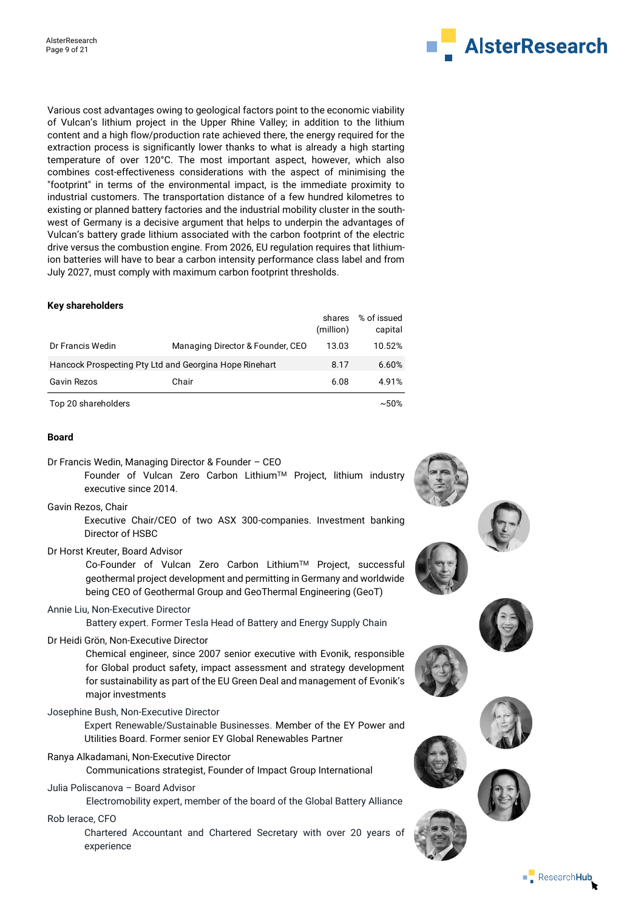Various cost advantages owing to geological factors point to the economic viability of Vulcan's lithium project in the Upper Rhine Valley; in addition to the lithium content and a high flow/production rate achieved there, the energy required for the extraction process is significantly lower thanks to what is already a high starting temperature of over 120°C. The most important aspect, however, which also combines cost-effectiveness considerations with the aspect of minimising the "footprint" in terms of the environmental impact, is the immediate proximity to industrial customers. The transportation distance of a few hundred kilometres to existing or planned battery factories and the industrial mobility cluster in the south-west of Germany is a decisive argument that helps to underpin the advantages of Vulcan's battery grade lithium associated with the carbon footprint of the electric drive versus the combustion engine. From 2026, EU regulation requires that lithium-ion batteries will have to bear a carbon intensity performance class label and from July 2027, must comply with maximum carbon footprint thresholds.

**Key shareholders**

| | | shares (million) | % of issued capital |
|---|---|---|---|
| Dr Francis Wedin | Managing Director & Founder, CEO | 13.03 | 10.52% |
| Hancock Prospecting Pty Ltd and Georgina Hope Rinehart | | 8.17 | 6.60% |
| Gavin Rezos | Chair | 6.08 | 4.91% |
| Top 20 shareholders | | | ~50% |

**Board**

Dr Francis Wedin, Managing Director & Founder – CEO
: Founder of Vulcan Zero Carbon Lithium™ Project, lithium industry executive since 2014.

Gavin Rezos, Chair
: Executive Chair/CEO of two ASX 300-companies. Investment banking Director of HSBC

Dr Horst Kreuter, Board Advisor
: Co-Founder of Vulcan Zero Carbon Lithium™ Project, successful geothermal project development and permitting in Germany and worldwide being CEO of Geothermal Group and GeoThermal Engineering (GeoT)

Annie Liu, Non-Executive Director
: Battery expert. Former Tesla Head of Battery and Energy Supply Chain

Dr Heidi Grön, Non-Executive Director
: Chemical engineer, since 2007 senior executive with Evonik, responsible for Global product safety, impact assessment and strategy development for sustainability as part of the EU Green Deal and management of Evonik's major investments

Josephine Bush, Non-Executive Director
: Expert Renewable/Sustainable Businesses. Member of the EY Power and Utilities Board. Former senior EY Global Renewables Partner

Ranya Alkadamani, Non-Executive Director
: Communications strategist, Founder of Impact Group International

Julia Poliscanova – Board Advisor
: Electromobility expert, member of the board of the Global Battery Alliance

Rob Ierace, CFO
: Chartered Accountant and Chartered Secretary with over 20 years of experience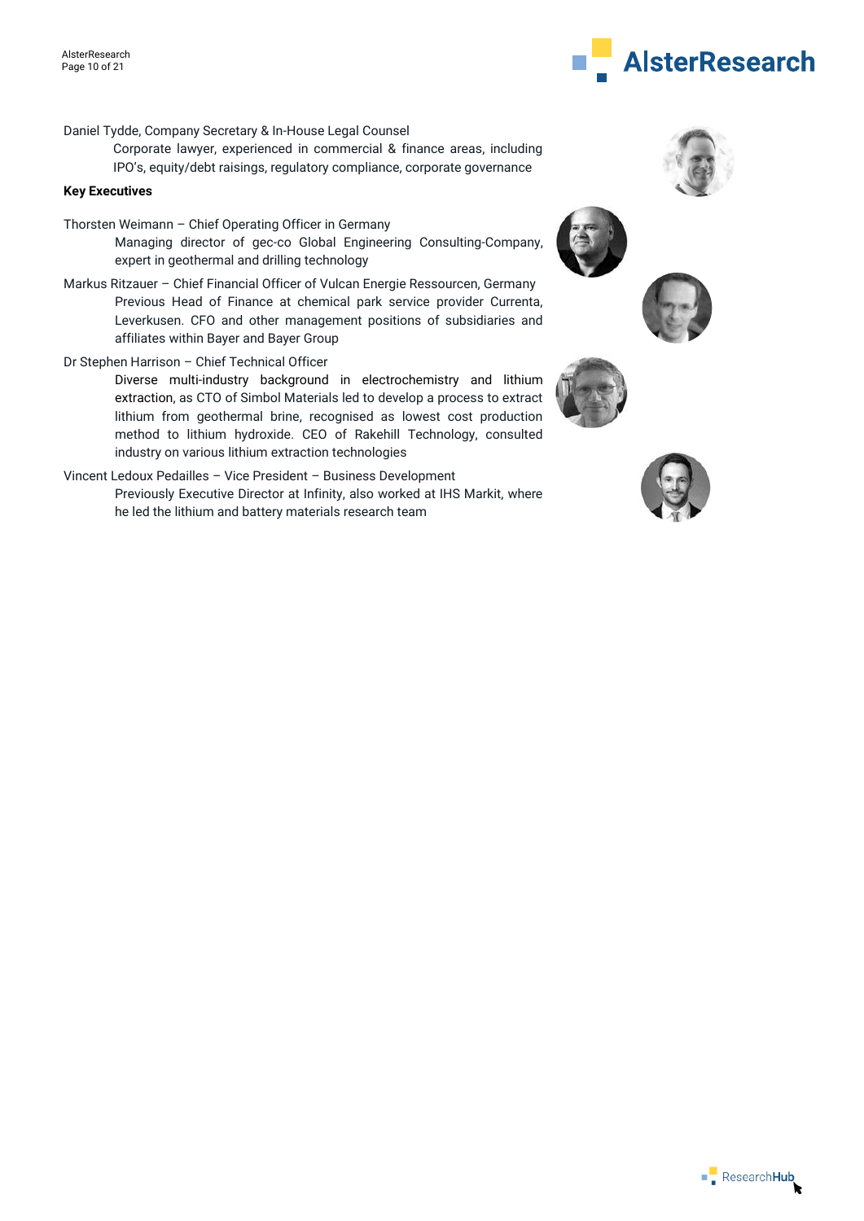Daniel Tydde, Company Secretary & In-House Legal Counsel

Corporate lawyer, experienced in commercial & finance areas, including IPO's, equity/debt raisings, regulatory compliance, corporate governance

**Key Executives**

Thorsten Weimann – Chief Operating Officer in Germany

Managing director of gec-co Global Engineering Consulting-Company, expert in geothermal and drilling technology

Markus Ritzauer – Chief Financial Officer of Vulcan Energie Ressourcen, Germany

Previous Head of Finance at chemical park service provider Currenta, Leverkusen. CFO and other management positions of subsidiaries and affiliates within Bayer and Bayer Group

Dr Stephen Harrison – Chief Technical Officer

Diverse multi-industry background in electrochemistry and lithium extraction, as CTO of Simbol Materials led to develop a process to extract lithium from geothermal brine, recognised as lowest cost production method to lithium hydroxide. CEO of Rakehill Technology, consulted industry on various lithium extraction technologies

Vincent Ledoux Pedailles – Vice President – Business Development

Previously Executive Director at Infinity, also worked at IHS Markit, where he led the lithium and battery materials research team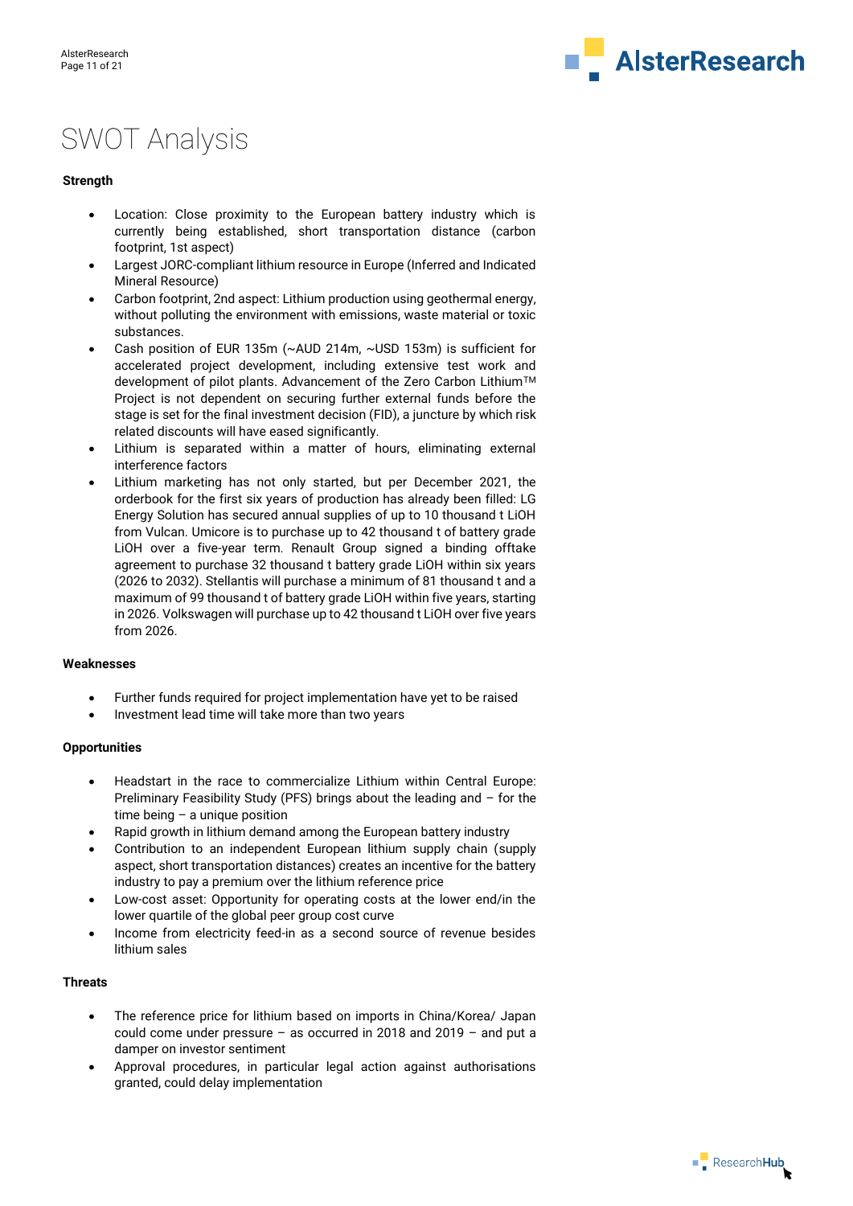# SWOT Analysis

**Strength**

- Location: Close proximity to the European battery industry which is currently being established, short transportation distance (carbon footprint, 1st aspect)
- Largest JORC-compliant lithium resource in Europe (Inferred and Indicated Mineral Resource)
- Carbon footprint, 2nd aspect: Lithium production using geothermal energy, without polluting the environment with emissions, waste material or toxic substances.
- Cash position of EUR 135m (~AUD 214m, ~USD 153m) is sufficient for accelerated project development, including extensive test work and development of pilot plants. Advancement of the Zero Carbon Lithium™ Project is not dependent on securing further external funds before the stage is set for the final investment decision (FID), a juncture by which risk related discounts will have eased significantly.
- Lithium is separated within a matter of hours, eliminating external interference factors
- Lithium marketing has not only started, but per December 2021, the orderbook for the first six years of production has already been filled: LG Energy Solution has secured annual supplies of up to 10 thousand t LiOH from Vulcan. Umicore is to purchase up to 42 thousand t of battery grade LiOH over a five-year term. Renault Group signed a binding offtake agreement to purchase 32 thousand t battery grade LiOH within six years (2026 to 2032). Stellantis will purchase a minimum of 81 thousand t and a maximum of 99 thousand t of battery grade LiOH within five years, starting in 2026. Volkswagen will purchase up to 42 thousand t LiOH over five years from 2026.

**Weaknesses**

- Further funds required for project implementation have yet to be raised
- Investment lead time will take more than two years

**Opportunities**

- Headstart in the race to commercialize Lithium within Central Europe: Preliminary Feasibility Study (PFS) brings about the leading and – for the time being – a unique position
- Rapid growth in lithium demand among the European battery industry
- Contribution to an independent European lithium supply chain (supply aspect, short transportation distances) creates an incentive for the battery industry to pay a premium over the lithium reference price
- Low-cost asset: Opportunity for operating costs at the lower end/in the lower quartile of the global peer group cost curve
- Income from electricity feed-in as a second source of revenue besides lithium sales

**Threats**

- The reference price for lithium based on imports in China/Korea/ Japan could come under pressure – as occurred in 2018 and 2019 – and put a damper on investor sentiment
- Approval procedures, in particular legal action against authorisations granted, could delay implementation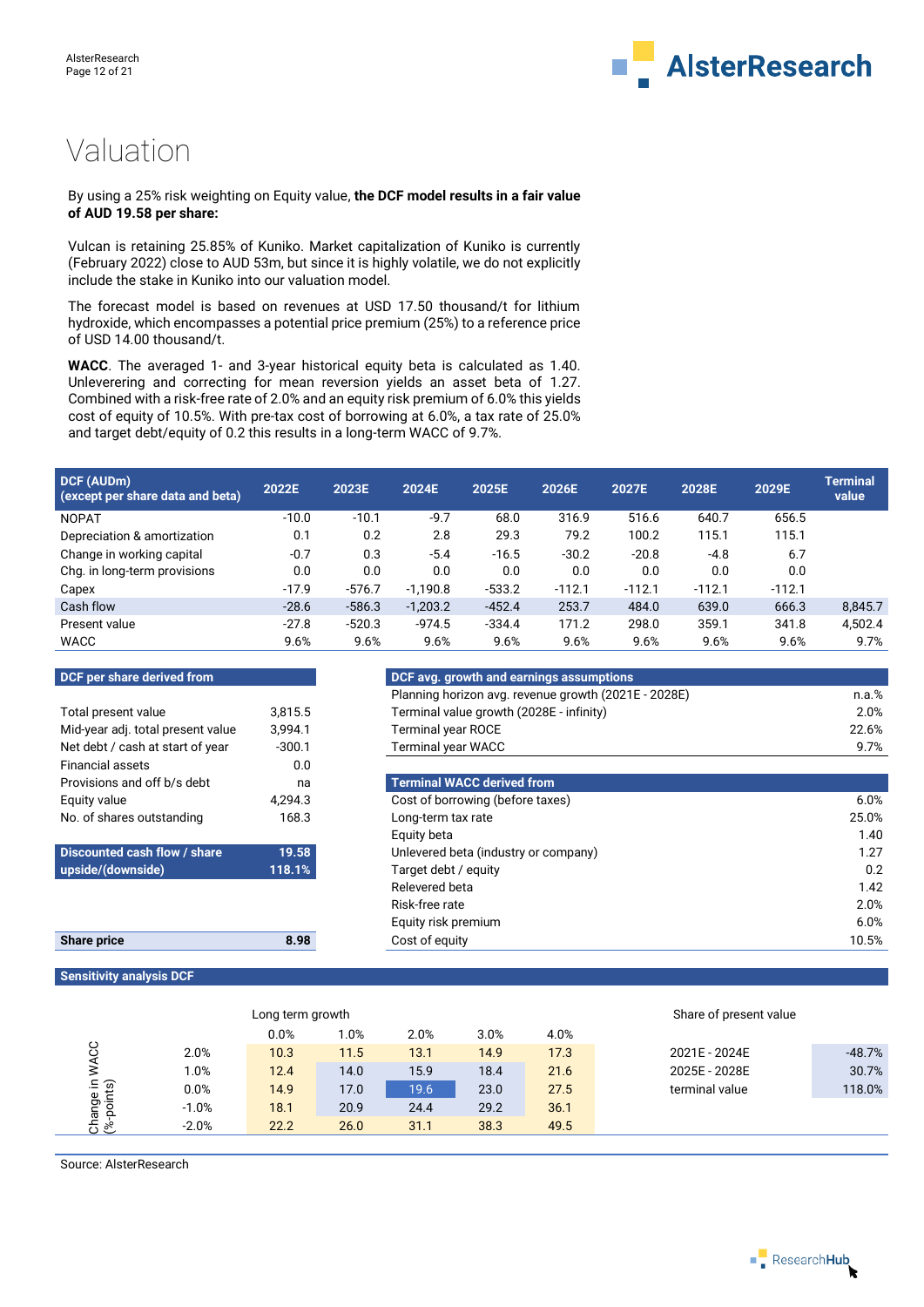# Valuation

By using a 25% risk weighting on Equity value, **the DCF model results in a fair value of AUD 19.58 per share:**

Vulcan is retaining 25.85% of Kuniko. Market capitalization of Kuniko is currently (February 2022) close to AUD 53m, but since it is highly volatile, we do not explicitly include the stake in Kuniko into our valuation model.

The forecast model is based on revenues at USD 17.50 thousand/t for lithium hydroxide, which encompasses a potential price premium (25%) to a reference price of USD 14.00 thousand/t.

**WACC**. The averaged 1- and 3-year historical equity beta is calculated as 1.40. Unlevering and correcting for mean reversion yields an asset beta of 1.27. Combined with a risk-free rate of 2.0% and an equity risk premium of 6.0% this yields cost of equity of 10.5%. With pre-tax cost of borrowing at 6.0%, a tax rate of 25.0% and target debt/equity of 0.2 this results in a long-term WACC of 9.7%.

| DCF (AUDm) (except per share data and beta) | 2022E | 2023E | 2024E | 2025E | 2026E | 2027E | 2028E | 2029E | Terminal value |
|---|---|---|---|---|---|---|---|---|---|
| NOPAT | -10.0 | -10.1 | -9.7 | 68.0 | 316.9 | 516.6 | 640.7 | 656.5 | |
| Depreciation & amortization | 0.1 | 0.2 | 2.8 | 29.3 | 79.2 | 100.2 | 115.1 | 115.1 | |
| Change in working capital | -0.7 | 0.3 | -5.4 | -16.5 | -30.2 | -20.8 | -4.8 | 6.7 | |
| Chg. in long-term provisions | 0.0 | 0.0 | 0.0 | 0.0 | 0.0 | 0.0 | 0.0 | 0.0 | |
| Capex | -17.9 | -576.7 | -1,190.8 | -533.2 | -112.1 | -112.1 | -112.1 | -112.1 | |
| Cash flow | -28.6 | -586.3 | -1,203.2 | -452.4 | 253.7 | 484.0 | 639.0 | 666.3 | 8,845.7 |
| Present value | -27.8 | -520.3 | -974.5 | -334.4 | 171.2 | 298.0 | 359.1 | 341.8 | 4,502.4 |
| WACC | 9.6% | 9.6% | 9.6% | 9.6% | 9.6% | 9.6% | 9.6% | 9.6% | 9.7% |

| DCF per share derived from | |
|---|---|
| Total present value | 3,815.5 |
| Mid-year adj. total present value | 3,994.1 |
| Net debt / cash at start of year | -300.1 |
| Financial assets | 0.0 |
| Provisions and off b/s debt | na |
| Equity value | 4,294.3 |
| No. of shares outstanding | 168.3 |
| **Discounted cash flow / share** | **19.58** |
| **upside/(downside)** | **118.1%** |
| **Share price** | **8.98** |

| DCF avg. growth and earnings assumptions | |
|---|---|
| Planning horizon avg. revenue growth (2021E - 2028E) | n.a.% |
| Terminal value growth (2028E - infinity) | 2.0% |
| Terminal year ROCE | 22.6% |
| Terminal year WACC | 9.7% |

| Terminal WACC derived from | |
|---|---|
| Cost of borrowing (before taxes) | 6.0% |
| Long-term tax rate | 25.0% |
| Equity beta | 1.40 |
| Unlevered beta (industry or company) | 1.27 |
| Target debt / equity | 0.2 |
| Relevered beta | 1.42 |
| Risk-free rate | 2.0% |
| Equity risk premium | 6.0% |
| Cost of equity | 10.5% |

**Sensitivity analysis DCF**

| Change in WACC (%-points) | Long term growth 0.0% | 1.0% | 2.0% | 3.0% | 4.0% |
|---|---|---|---|---|---|
| 2.0% | 10.3 | 11.5 | 13.1 | 14.9 | 17.3 |
| 1.0% | 12.4 | 14.0 | 15.9 | 18.4 | 21.6 |
| 0.0% | 14.9 | 17.0 | 19.6 | 23.0 | 27.5 |
| -1.0% | 18.1 | 20.9 | 24.4 | 29.2 | 36.1 |
| -2.0% | 22.2 | 26.0 | 31.1 | 38.3 | 49.5 |

| Share of present value | |
|---|---|
| 2021E - 2024E | -48.7% |
| 2025E - 2028E | 30.7% |
| terminal value | 118.0% |

Source: AlsterResearch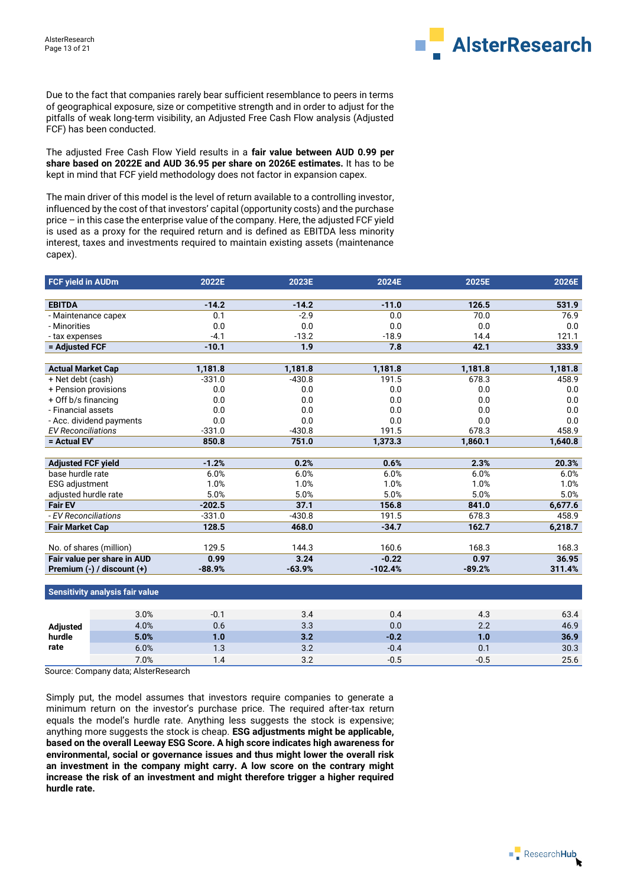Due to the fact that companies rarely bear sufficient resemblance to peers in terms of geographical exposure, size or competitive strength and in order to adjust for the pitfalls of weak long-term visibility, an Adjusted Free Cash Flow analysis (Adjusted FCF) has been conducted.

The adjusted Free Cash Flow Yield results in a **fair value between AUD 0.99 per share based on 2022E and AUD 36.95 per share on 2026E estimates.** It has to be kept in mind that FCF yield methodology does not factor in expansion capex.

The main driver of this model is the level of return available to a controlling investor, influenced by the cost of that investors' capital (opportunity costs) and the purchase price – in this case the enterprise value of the company. Here, the adjusted FCF yield is used as a proxy for the required return and is defined as EBITDA less minority interest, taxes and investments required to maintain existing assets (maintenance capex).

| FCF yield in AUDm | 2022E | 2023E | 2024E | 2025E | 2026E |
|---|---|---|---|---|---|
| **EBITDA** | **-14.2** | **-14.2** | **-11.0** | **126.5** | **531.9** |
| - Maintenance capex | 0.1 | -2.9 | 0.0 | 70.0 | 76.9 |
| - Minorities | 0.0 | 0.0 | 0.0 | 0.0 | 0.0 |
| - tax expenses | -4.1 | -13.2 | -18.9 | 14.4 | 121.1 |
| **= Adjusted FCF** | **-10.1** | **1.9** | **7.8** | **42.1** | **333.9** |
| | | | | | |
| **Actual Market Cap** | **1,181.8** | **1,181.8** | **1,181.8** | **1,181.8** | **1,181.8** |
| + Net debt (cash) | -331.0 | -430.8 | 191.5 | 678.3 | 458.9 |
| + Pension provisions | 0.0 | 0.0 | 0.0 | 0.0 | 0.0 |
| + Off b/s financing | 0.0 | 0.0 | 0.0 | 0.0 | 0.0 |
| - Financial assets | 0.0 | 0.0 | 0.0 | 0.0 | 0.0 |
| - Acc. dividend payments | 0.0 | 0.0 | 0.0 | 0.0 | 0.0 |
| *EV Reconciliations* | -331.0 | -430.8 | 191.5 | 678.3 | 458.9 |
| **= Actual EV'** | **850.8** | **751.0** | **1,373.3** | **1,860.1** | **1,640.8** |
| | | | | | |
| **Adjusted FCF yield** | **-1.2%** | **0.2%** | **0.6%** | **2.3%** | **20.3%** |
| base hurdle rate | 6.0% | 6.0% | 6.0% | 6.0% | 6.0% |
| ESG adjustment | 1.0% | 1.0% | 1.0% | 1.0% | 1.0% |
| adjusted hurdle rate | 5.0% | 5.0% | 5.0% | 5.0% | 5.0% |
| **Fair EV** | **-202.5** | **37.1** | **156.8** | **841.0** | **6,677.6** |
| *- EV Reconciliations* | -331.0 | -430.8 | 191.5 | 678.3 | 458.9 |
| **Fair Market Cap** | **128.5** | **468.0** | **-34.7** | **162.7** | **6,218.7** |
| | | | | | |
| No. of shares (million) | 129.5 | 144.3 | 160.6 | 168.3 | 168.3 |
| **Fair value per share in AUD** | **0.99** | **3.24** | **-0.22** | **0.97** | **36.95** |
| **Premium (-) / discount (+)** | **-88.9%** | **-63.9%** | **-102.4%** | **-89.2%** | **311.4%** |

**Sensitivity analysis fair value**

| | | 2022E | 2023E | 2024E | 2025E | 2026E |
|---|---|---|---|---|---|---|
| Adjusted hurdle rate | 3.0% | -0.1 | 3.4 | 0.4 | 4.3 | 63.4 |
| | 4.0% | 0.6 | 3.3 | 0.0 | 2.2 | 46.9 |
| | **5.0%** | **1.0** | **3.2** | **-0.2** | **1.0** | **36.9** |
| | 6.0% | 1.3 | 3.2 | -0.4 | 0.1 | 30.3 |
| | 7.0% | 1.4 | 3.2 | -0.5 | -0.5 | 25.6 |

Source: Company data; AlsterResearch

Simply put, the model assumes that investors require companies to generate a minimum return on the investor's purchase price. The required after-tax return equals the model's hurdle rate. Anything less suggests the stock is expensive; anything more suggests the stock is cheap. **ESG adjustments might be applicable, based on the overall Leeway ESG Score. A high score indicates high awareness for environmental, social or governance issues and thus might lower the overall risk an investment in the company might carry. A low score on the contrary might increase the risk of an investment and might therefore trigger a higher required hurdle rate.**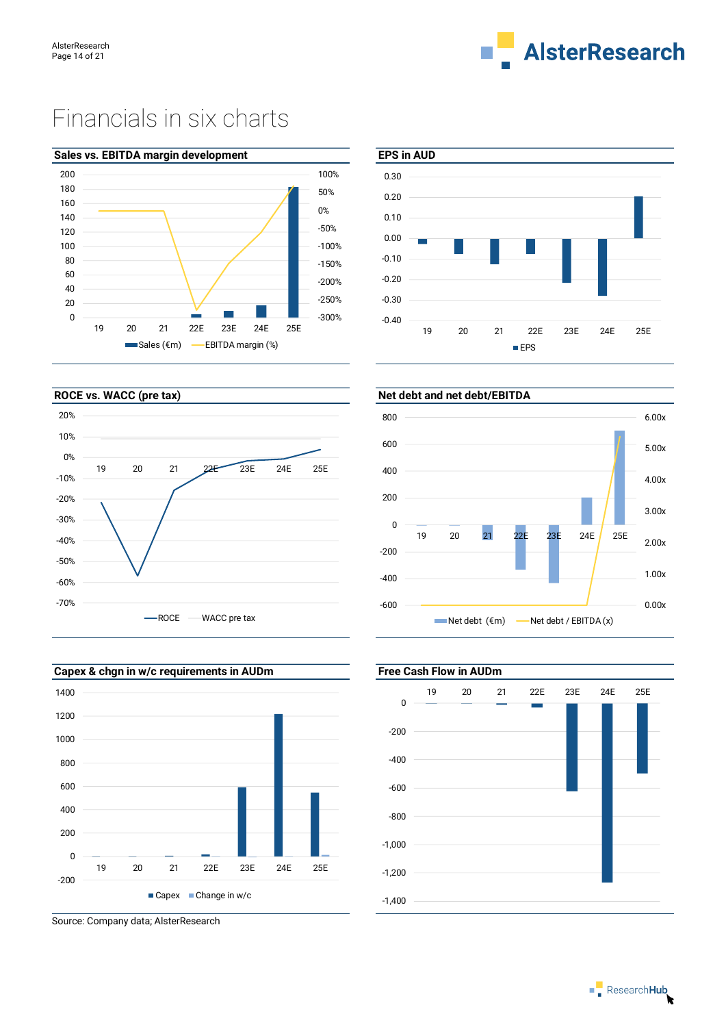# Financials in six charts

## Sales vs. EBITDA margin development

| | 19 | 20 | 21 | 22E | 23E | 24E | 25E |
|---|---|---|---|---|---|---|---|

Sales (€m) — EBITDA margin (%)

## EPS in AUD

EPS

## ROCE vs. WACC (pre tax)

ROCE — WACC pre tax

## Net debt and net debt/EBITDA

Net debt (€m) — Net debt / EBITDA (x)

## Capex & chgn in w/c requirements in AUDm

Capex — Change in w/c

## Free Cash Flow in AUDm

Source: Company data; AlsterResearch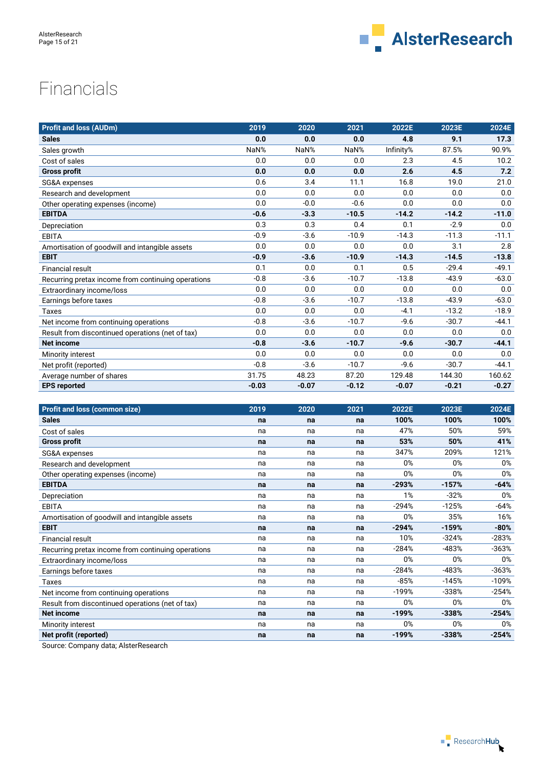# Financials

| Profit and loss (AUDm) | 2019 | 2020 | 2021 | 2022E | 2023E | 2024E |
|---|---|---|---|---|---|---|
| **Sales** | **0.0** | **0.0** | **0.0** | **4.8** | **9.1** | **17.3** |
| Sales growth | NaN% | NaN% | NaN% | Infinity% | 87.5% | 90.9% |
| Cost of sales | 0.0 | 0.0 | 0.0 | 2.3 | 4.5 | 10.2 |
| **Gross profit** | **0.0** | **0.0** | **0.0** | **2.6** | **4.5** | **7.2** |
| SG&A expenses | 0.6 | 3.4 | 11.1 | 16.8 | 19.0 | 21.0 |
| Research and development | 0.0 | 0.0 | 0.0 | 0.0 | 0.0 | 0.0 |
| Other operating expenses (income) | 0.0 | -0.0 | -0.6 | 0.0 | 0.0 | 0.0 |
| **EBITDA** | **-0.6** | **-3.3** | **-10.5** | **-14.2** | **-14.2** | **-11.0** |
| Depreciation | 0.3 | 0.3 | 0.4 | 0.1 | -2.9 | 0.0 |
| EBITA | -0.9 | -3.6 | -10.9 | -14.3 | -11.3 | -11.1 |
| Amortisation of goodwill and intangible assets | 0.0 | 0.0 | 0.0 | 0.0 | 3.1 | 2.8 |
| **EBIT** | **-0.9** | **-3.6** | **-10.9** | **-14.3** | **-14.5** | **-13.8** |
| Financial result | 0.1 | 0.0 | 0.1 | 0.5 | -29.4 | -49.1 |
| Recurring pretax income from continuing operations | -0.8 | -3.6 | -10.7 | -13.8 | -43.9 | -63.0 |
| Extraordinary income/loss | 0.0 | 0.0 | 0.0 | 0.0 | 0.0 | 0.0 |
| Earnings before taxes | -0.8 | -3.6 | -10.7 | -13.8 | -43.9 | -63.0 |
| Taxes | 0.0 | 0.0 | 0.0 | -4.1 | -13.2 | -18.9 |
| Net income from continuing operations | -0.8 | -3.6 | -10.7 | -9.6 | -30.7 | -44.1 |
| Result from discontinued operations (net of tax) | 0.0 | 0.0 | 0.0 | 0.0 | 0.0 | 0.0 |
| **Net income** | **-0.8** | **-3.6** | **-10.7** | **-9.6** | **-30.7** | **-44.1** |
| Minority interest | 0.0 | 0.0 | 0.0 | 0.0 | 0.0 | 0.0 |
| Net profit (reported) | -0.8 | -3.6 | -10.7 | -9.6 | -30.7 | -44.1 |
| Average number of shares | 31.75 | 48.23 | 87.20 | 129.48 | 144.30 | 160.62 |
| **EPS reported** | **-0.03** | **-0.07** | **-0.12** | **-0.07** | **-0.21** | **-0.27** |

| Profit and loss (common size) | 2019 | 2020 | 2021 | 2022E | 2023E | 2024E |
|---|---|---|---|---|---|---|
| **Sales** | **na** | **na** | **na** | **100%** | **100%** | **100%** |
| Cost of sales | na | na | na | 47% | 50% | 59% |
| **Gross profit** | **na** | **na** | **na** | **53%** | **50%** | **41%** |
| SG&A expenses | na | na | na | 347% | 209% | 121% |
| Research and development | na | na | na | 0% | 0% | 0% |
| Other operating expenses (income) | na | na | na | 0% | 0% | 0% |
| **EBITDA** | **na** | **na** | **na** | **-293%** | **-157%** | **-64%** |
| Depreciation | na | na | na | 1% | -32% | 0% |
| EBITA | na | na | na | -294% | -125% | -64% |
| Amortisation of goodwill and intangible assets | na | na | na | 0% | 35% | 16% |
| **EBIT** | **na** | **na** | **na** | **-294%** | **-159%** | **-80%** |
| Financial result | na | na | na | 10% | -324% | -283% |
| Recurring pretax income from continuing operations | na | na | na | -284% | -483% | -363% |
| Extraordinary income/loss | na | na | na | 0% | 0% | 0% |
| Earnings before taxes | na | na | na | -284% | -483% | -363% |
| Taxes | na | na | na | -85% | -145% | -109% |
| Net income from continuing operations | na | na | na | -199% | -338% | -254% |
| Result from discontinued operations (net of tax) | na | na | na | 0% | 0% | 0% |
| **Net income** | **na** | **na** | **na** | **-199%** | **-338%** | **-254%** |
| Minority interest | na | na | na | 0% | 0% | 0% |
| **Net profit (reported)** | **na** | **na** | **na** | **-199%** | **-338%** | **-254%** |

Source: Company data; AlsterResearch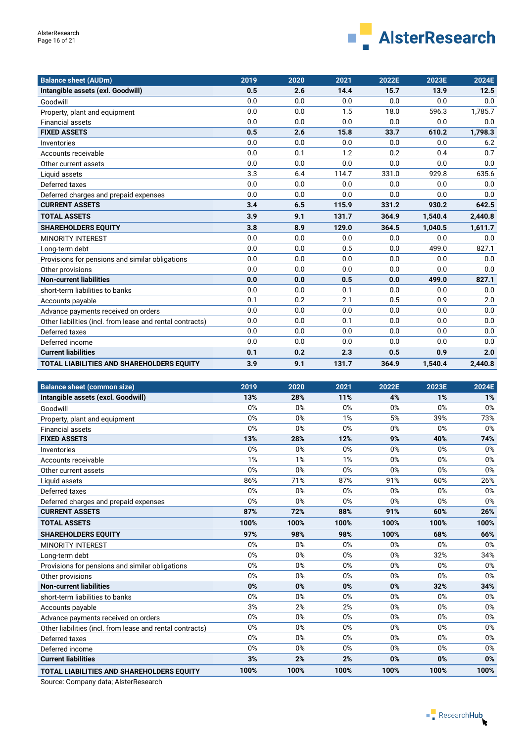| Balance sheet (AUDm) | 2019 | 2020 | 2021 | 2022E | 2023E | 2024E |
|---|---|---|---|---|---|---|
| **Intangible assets (exl. Goodwill)** | **0.5** | **2.6** | **14.4** | **15.7** | **13.9** | **12.5** |
| Goodwill | 0.0 | 0.0 | 0.0 | 0.0 | 0.0 | 0.0 |
| Property, plant and equipment | 0.0 | 0.0 | 1.5 | 18.0 | 596.3 | 1,785.7 |
| Financial assets | 0.0 | 0.0 | 0.0 | 0.0 | 0.0 | 0.0 |
| **FIXED ASSETS** | **0.5** | **2.6** | **15.8** | **33.7** | **610.2** | **1,798.3** |
| Inventories | 0.0 | 0.0 | 0.0 | 0.0 | 0.0 | 6.2 |
| Accounts receivable | 0.0 | 0.1 | 1.2 | 0.2 | 0.4 | 0.7 |
| Other current assets | 0.0 | 0.0 | 0.0 | 0.0 | 0.0 | 0.0 |
| Liquid assets | 3.3 | 6.4 | 114.7 | 331.0 | 929.8 | 635.6 |
| Deferred taxes | 0.0 | 0.0 | 0.0 | 0.0 | 0.0 | 0.0 |
| Deferred charges and prepaid expenses | 0.0 | 0.0 | 0.0 | 0.0 | 0.0 | 0.0 |
| **CURRENT ASSETS** | **3.4** | **6.5** | **115.9** | **331.2** | **930.2** | **642.5** |
| **TOTAL ASSETS** | **3.9** | **9.1** | **131.7** | **364.9** | **1,540.4** | **2,440.8** |
| **SHAREHOLDERS EQUITY** | **3.8** | **8.9** | **129.0** | **364.5** | **1,040.5** | **1,611.7** |
| MINORITY INTEREST | 0.0 | 0.0 | 0.0 | 0.0 | 0.0 | 0.0 |
| Long-term debt | 0.0 | 0.0 | 0.5 | 0.0 | 499.0 | 827.1 |
| Provisions for pensions and similar obligations | 0.0 | 0.0 | 0.0 | 0.0 | 0.0 | 0.0 |
| Other provisions | 0.0 | 0.0 | 0.0 | 0.0 | 0.0 | 0.0 |
| **Non-current liabilities** | **0.0** | **0.0** | **0.5** | **0.0** | **499.0** | **827.1** |
| short-term liabilities to banks | 0.0 | 0.0 | 0.1 | 0.0 | 0.0 | 0.0 |
| Accounts payable | 0.1 | 0.2 | 2.1 | 0.5 | 0.9 | 2.0 |
| Advance payments received on orders | 0.0 | 0.0 | 0.0 | 0.0 | 0.0 | 0.0 |
| Other liabilities (incl. from lease and rental contracts) | 0.0 | 0.0 | 0.1 | 0.0 | 0.0 | 0.0 |
| Deferred taxes | 0.0 | 0.0 | 0.0 | 0.0 | 0.0 | 0.0 |
| Deferred income | 0.0 | 0.0 | 0.0 | 0.0 | 0.0 | 0.0 |
| **Current liabilities** | **0.1** | **0.2** | **2.3** | **0.5** | **0.9** | **2.0** |
| **TOTAL LIABILITIES AND SHAREHOLDERS EQUITY** | **3.9** | **9.1** | **131.7** | **364.9** | **1,540.4** | **2,440.8** |

| Balance sheet (common size) | 2019 | 2020 | 2021 | 2022E | 2023E | 2024E |
|---|---|---|---|---|---|---|
| **Intangible assets (excl. Goodwill)** | **13%** | **28%** | **11%** | **4%** | **1%** | **1%** |
| Goodwill | 0% | 0% | 0% | 0% | 0% | 0% |
| Property, plant and equipment | 0% | 0% | 1% | 5% | 39% | 73% |
| Financial assets | 0% | 0% | 0% | 0% | 0% | 0% |
| **FIXED ASSETS** | **13%** | **28%** | **12%** | **9%** | **40%** | **74%** |
| Inventories | 0% | 0% | 0% | 0% | 0% | 0% |
| Accounts receivable | 1% | 1% | 1% | 0% | 0% | 0% |
| Other current assets | 0% | 0% | 0% | 0% | 0% | 0% |
| Liquid assets | 86% | 71% | 87% | 91% | 60% | 26% |
| Deferred taxes | 0% | 0% | 0% | 0% | 0% | 0% |
| Deferred charges and prepaid expenses | 0% | 0% | 0% | 0% | 0% | 0% |
| **CURRENT ASSETS** | **87%** | **72%** | **88%** | **91%** | **60%** | **26%** |
| **TOTAL ASSETS** | **100%** | **100%** | **100%** | **100%** | **100%** | **100%** |
| **SHAREHOLDERS EQUITY** | **97%** | **98%** | **98%** | **100%** | **68%** | **66%** |
| MINORITY INTEREST | 0% | 0% | 0% | 0% | 0% | 0% |
| Long-term debt | 0% | 0% | 0% | 0% | 32% | 34% |
| Provisions for pensions and similar obligations | 0% | 0% | 0% | 0% | 0% | 0% |
| Other provisions | 0% | 0% | 0% | 0% | 0% | 0% |
| **Non-current liabilities** | **0%** | **0%** | **0%** | **0%** | **32%** | **34%** |
| short-term liabilities to banks | 0% | 0% | 0% | 0% | 0% | 0% |
| Accounts payable | 3% | 2% | 2% | 0% | 0% | 0% |
| Advance payments received on orders | 0% | 0% | 0% | 0% | 0% | 0% |
| Other liabilities (incl. from lease and rental contracts) | 0% | 0% | 0% | 0% | 0% | 0% |
| Deferred taxes | 0% | 0% | 0% | 0% | 0% | 0% |
| Deferred income | 0% | 0% | 0% | 0% | 0% | 0% |
| **Current liabilities** | **3%** | **2%** | **2%** | **0%** | **0%** | **0%** |
| **TOTAL LIABILITIES AND SHAREHOLDERS EQUITY** | **100%** | **100%** | **100%** | **100%** | **100%** | **100%** |

Source: Company data; AlsterResearch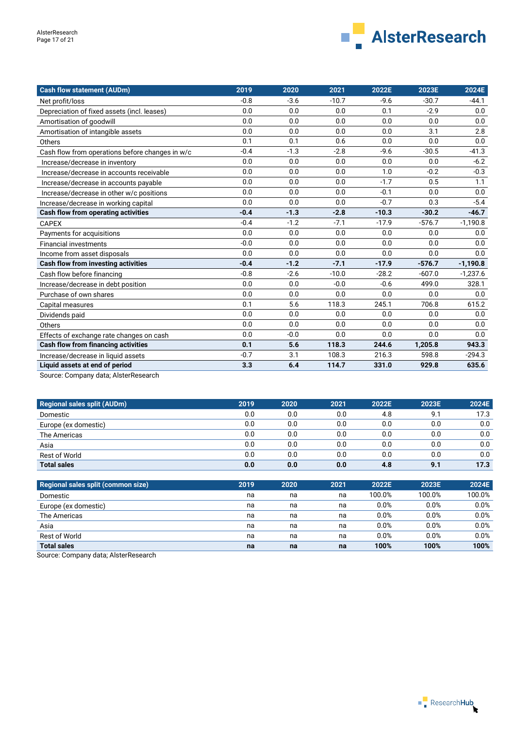| Cash flow statement (AUDm) | 2019 | 2020 | 2021 | 2022E | 2023E | 2024E |
|---|---|---|---|---|---|---|
| Net profit/loss | -0.8 | -3.6 | -10.7 | -9.6 | -30.7 | -44.1 |
| Depreciation of fixed assets (incl. leases) | 0.0 | 0.0 | 0.0 | 0.1 | -2.9 | 0.0 |
| Amortisation of goodwill | 0.0 | 0.0 | 0.0 | 0.0 | 0.0 | 0.0 |
| Amortisation of intangible assets | 0.0 | 0.0 | 0.0 | 0.0 | 3.1 | 2.8 |
| Others | 0.1 | 0.1 | 0.6 | 0.0 | 0.0 | 0.0 |
| Cash flow from operations before changes in w/c | -0.4 | -1.3 | -2.8 | -9.6 | -30.5 | -41.3 |
| Increase/decrease in inventory | 0.0 | 0.0 | 0.0 | 0.0 | 0.0 | -6.2 |
| Increase/decrease in accounts receivable | 0.0 | 0.0 | 0.0 | 1.0 | -0.2 | -0.3 |
| Increase/decrease in accounts payable | 0.0 | 0.0 | 0.0 | -1.7 | 0.5 | 1.1 |
| Increase/decrease in other w/c positions | 0.0 | 0.0 | 0.0 | -0.1 | 0.0 | 0.0 |
| Increase/decrease in working capital | 0.0 | 0.0 | 0.0 | -0.7 | 0.3 | -5.4 |
| **Cash flow from operating activities** | **-0.4** | **-1.3** | **-2.8** | **-10.3** | **-30.2** | **-46.7** |
| CAPEX | -0.4 | -1.2 | -7.1 | -17.9 | -576.7 | -1,190.8 |
| Payments for acquisitions | 0.0 | 0.0 | 0.0 | 0.0 | 0.0 | 0.0 |
| Financial investments | -0.0 | 0.0 | 0.0 | 0.0 | 0.0 | 0.0 |
| Income from asset disposals | 0.0 | 0.0 | 0.0 | 0.0 | 0.0 | 0.0 |
| **Cash flow from investing activities** | **-0.4** | **-1.2** | **-7.1** | **-17.9** | **-576.7** | **-1,190.8** |
| Cash flow before financing | -0.8 | -2.6 | -10.0 | -28.2 | -607.0 | -1,237.6 |
| Increase/decrease in debt position | 0.0 | 0.0 | -0.0 | -0.6 | 499.0 | 328.1 |
| Purchase of own shares | 0.0 | 0.0 | 0.0 | 0.0 | 0.0 | 0.0 |
| Capital measures | 0.1 | 5.6 | 118.3 | 245.1 | 706.8 | 615.2 |
| Dividends paid | 0.0 | 0.0 | 0.0 | 0.0 | 0.0 | 0.0 |
| Others | 0.0 | 0.0 | 0.0 | 0.0 | 0.0 | 0.0 |
| Effects of exchange rate changes on cash | 0.0 | -0.0 | 0.0 | 0.0 | 0.0 | 0.0 |
| **Cash flow from financing activities** | **0.1** | **5.6** | **118.3** | **244.6** | **1,205.8** | **943.3** |
| Increase/decrease in liquid assets | -0.7 | 3.1 | 108.3 | 216.3 | 598.8 | -294.3 |
| **Liquid assets at end of period** | **3.3** | **6.4** | **114.7** | **331.0** | **929.8** | **635.6** |

Source: Company data; AlsterResearch

| Regional sales split (AUDm) | 2019 | 2020 | 2021 | 2022E | 2023E | 2024E |
|---|---|---|---|---|---|---|
| Domestic | 0.0 | 0.0 | 0.0 | 4.8 | 9.1 | 17.3 |
| Europe (ex domestic) | 0.0 | 0.0 | 0.0 | 0.0 | 0.0 | 0.0 |
| The Americas | 0.0 | 0.0 | 0.0 | 0.0 | 0.0 | 0.0 |
| Asia | 0.0 | 0.0 | 0.0 | 0.0 | 0.0 | 0.0 |
| Rest of World | 0.0 | 0.0 | 0.0 | 0.0 | 0.0 | 0.0 |
| **Total sales** | **0.0** | **0.0** | **0.0** | **4.8** | **9.1** | **17.3** |

| Regional sales split (common size) | 2019 | 2020 | 2021 | 2022E | 2023E | 2024E |
|---|---|---|---|---|---|---|
| Domestic | na | na | na | 100.0% | 100.0% | 100.0% |
| Europe (ex domestic) | na | na | na | 0.0% | 0.0% | 0.0% |
| The Americas | na | na | na | 0.0% | 0.0% | 0.0% |
| Asia | na | na | na | 0.0% | 0.0% | 0.0% |
| Rest of World | na | na | na | 0.0% | 0.0% | 0.0% |
| **Total sales** | **na** | **na** | **na** | **100%** | **100%** | **100%** |

Source: Company data; AlsterResearch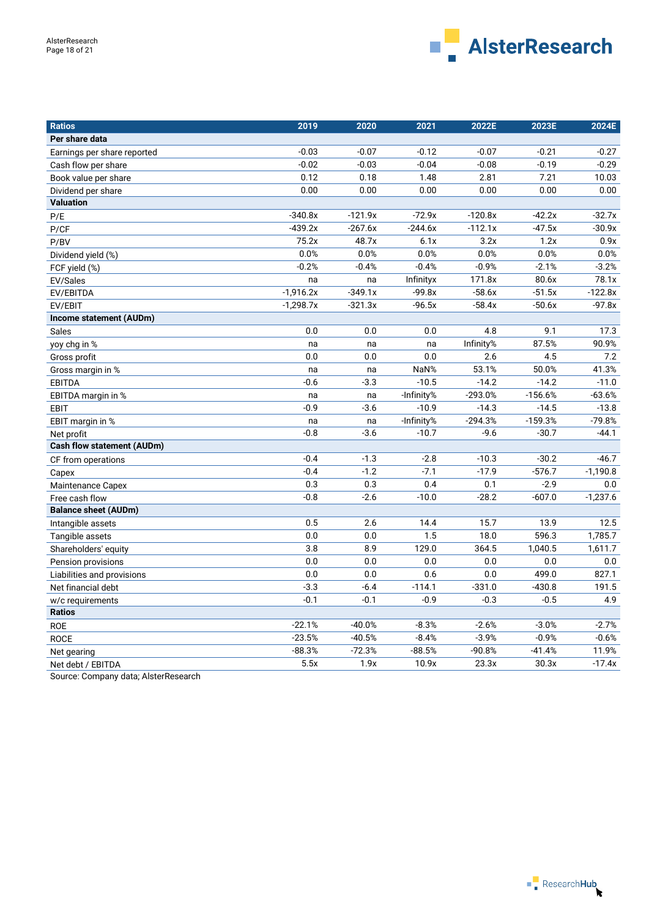| Ratios | 2019 | 2020 | 2021 | 2022E | 2023E | 2024E |
|---|---|---|---|---|---|---|
| **Per share data** | | | | | | |
| Earnings per share reported | -0.03 | -0.07 | -0.12 | -0.07 | -0.21 | -0.27 |
| Cash flow per share | -0.02 | -0.03 | -0.04 | -0.08 | -0.19 | -0.29 |
| Book value per share | 0.12 | 0.18 | 1.48 | 2.81 | 7.21 | 10.03 |
| Dividend per share | 0.00 | 0.00 | 0.00 | 0.00 | 0.00 | 0.00 |
| **Valuation** | | | | | | |
| P/E | -340.8x | -121.9x | -72.9x | -120.8x | -42.2x | -32.7x |
| P/CF | -439.2x | -267.6x | -244.6x | -112.1x | -47.5x | -30.9x |
| P/BV | 75.2x | 48.7x | 6.1x | 3.2x | 1.2x | 0.9x |
| Dividend yield (%) | 0.0% | 0.0% | 0.0% | 0.0% | 0.0% | 0.0% |
| FCF yield (%) | -0.2% | -0.4% | -0.4% | -0.9% | -2.1% | -3.2% |
| EV/Sales | na | na | Infinityx | 171.8x | 80.6x | 78.1x |
| EV/EBITDA | -1,916.2x | -349.1x | -99.8x | -58.6x | -51.5x | -122.8x |
| EV/EBIT | -1,298.7x | -321.3x | -96.5x | -58.4x | -50.6x | -97.8x |
| **Income statement (AUDm)** | | | | | | |
| Sales | 0.0 | 0.0 | 0.0 | 4.8 | 9.1 | 17.3 |
| yoy chg in % | na | na | na | Infinity% | 87.5% | 90.9% |
| Gross profit | 0.0 | 0.0 | 0.0 | 2.6 | 4.5 | 7.2 |
| Gross margin in % | na | na | NaN% | 53.1% | 50.0% | 41.3% |
| EBITDA | -0.6 | -3.3 | -10.5 | -14.2 | -14.2 | -11.0 |
| EBITDA margin in % | na | na | -Infinity% | -293.0% | -156.6% | -63.6% |
| EBIT | -0.9 | -3.6 | -10.9 | -14.3 | -14.5 | -13.8 |
| EBIT margin in % | na | na | -Infinity% | -294.3% | -159.3% | -79.8% |
| Net profit | -0.8 | -3.6 | -10.7 | -9.6 | -30.7 | -44.1 |
| **Cash flow statement (AUDm)** | | | | | | |
| CF from operations | -0.4 | -1.3 | -2.8 | -10.3 | -30.2 | -46.7 |
| Capex | -0.4 | -1.2 | -7.1 | -17.9 | -576.7 | -1,190.8 |
| Maintenance Capex | 0.3 | 0.3 | 0.4 | 0.1 | -2.9 | 0.0 |
| Free cash flow | -0.8 | -2.6 | -10.0 | -28.2 | -607.0 | -1,237.6 |
| **Balance sheet (AUDm)** | | | | | | |
| Intangible assets | 0.5 | 2.6 | 14.4 | 15.7 | 13.9 | 12.5 |
| Tangible assets | 0.0 | 0.0 | 1.5 | 18.0 | 596.3 | 1,785.7 |
| Shareholders' equity | 3.8 | 8.9 | 129.0 | 364.5 | 1,040.5 | 1,611.7 |
| Pension provisions | 0.0 | 0.0 | 0.0 | 0.0 | 0.0 | 0.0 |
| Liabilities and provisions | 0.0 | 0.0 | 0.6 | 0.0 | 499.0 | 827.1 |
| Net financial debt | -3.3 | -6.4 | -114.1 | -331.0 | -430.8 | 191.5 |
| w/c requirements | -0.1 | -0.1 | -0.9 | -0.3 | -0.5 | 4.9 |
| **Ratios** | | | | | | |
| ROE | -22.1% | -40.0% | -8.3% | -2.6% | -3.0% | -2.7% |
| ROCE | -23.5% | -40.5% | -8.4% | -3.9% | -0.9% | -0.6% |
| Net gearing | -88.3% | -72.3% | -88.5% | -90.8% | -41.4% | 11.9% |
| Net debt / EBITDA | 5.5x | 1.9x | 10.9x | 23.3x | 30.3x | -17.4x |

Source: Company data; AlsterResearch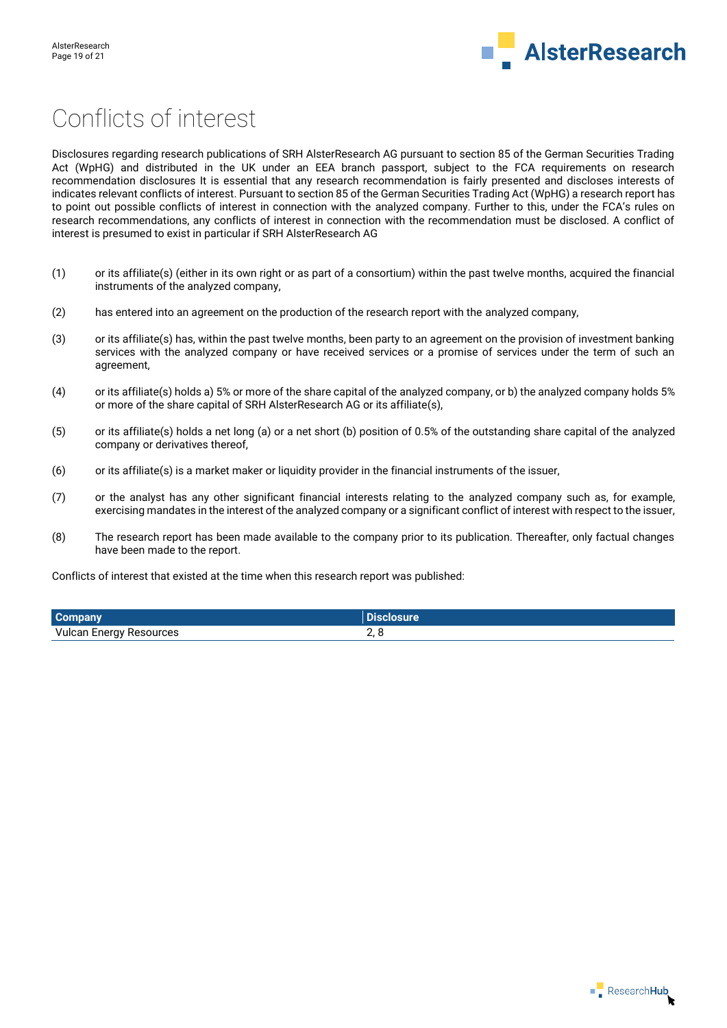# Conflicts of interest

Disclosures regarding research publications of SRH AlsterResearch AG pursuant to section 85 of the German Securities Trading Act (WpHG) and distributed in the UK under an EEA branch passport, subject to the FCA requirements on research recommendation disclosures It is essential that any research recommendation is fairly presented and discloses interests of indicates relevant conflicts of interest. Pursuant to section 85 of the German Securities Trading Act (WpHG) a research report has to point out possible conflicts of interest in connection with the analyzed company. Further to this, under the FCA's rules on research recommendations, any conflicts of interest in connection with the recommendation must be disclosed. A conflict of interest is presumed to exist in particular if SRH AlsterResearch AG

(1) or its affiliate(s) (either in its own right or as part of a consortium) within the past twelve months, acquired the financial instruments of the analyzed company,

(2) has entered into an agreement on the production of the research report with the analyzed company,

(3) or its affiliate(s) has, within the past twelve months, been party to an agreement on the provision of investment banking services with the analyzed company or have received services or a promise of services under the term of such an agreement,

(4) or its affiliate(s) holds a) 5% or more of the share capital of the analyzed company, or b) the analyzed company holds 5% or more of the share capital of SRH AlsterResearch AG or its affiliate(s),

(5) or its affiliate(s) holds a net long (a) or a net short (b) position of 0.5% of the outstanding share capital of the analyzed company or derivatives thereof,

(6) or its affiliate(s) is a market maker or liquidity provider in the financial instruments of the issuer,

(7) or the analyst has any other significant financial interests relating to the analyzed company such as, for example, exercising mandates in the interest of the analyzed company or a significant conflict of interest with respect to the issuer,

(8) The research report has been made available to the company prior to its publication. Thereafter, only factual changes have been made to the report.

Conflicts of interest that existed at the time when this research report was published:

| Company | Disclosure |
|---|---|
| Vulcan Energy Resources | 2, 8 |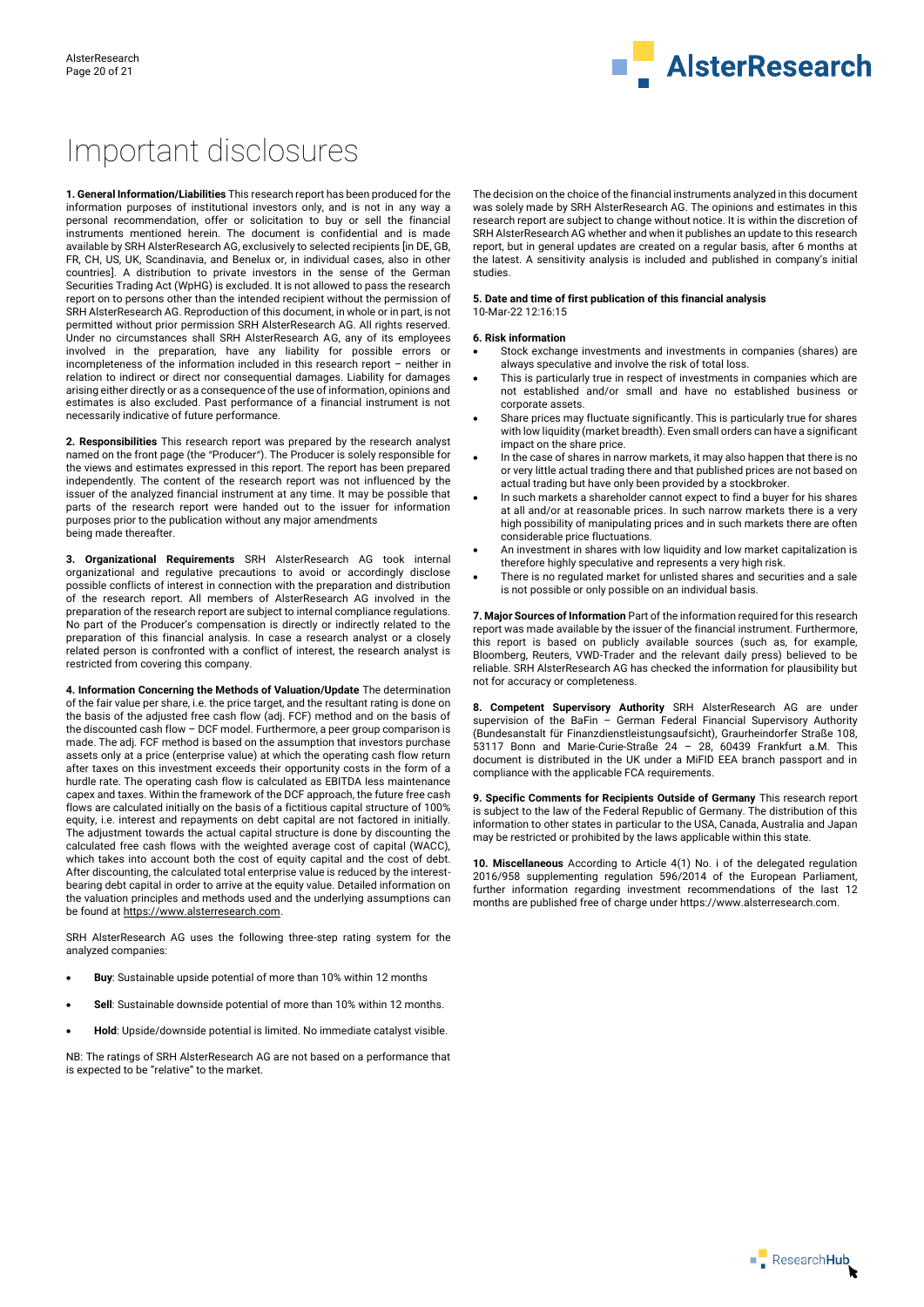# Important disclosures

**1. General Information/Liabilities** This research report has been produced for the information purposes of institutional investors only, and is not in any way a personal recommendation, offer or solicitation to buy or sell the financial instruments mentioned herein. The document is confidential and is made available by SRH AlsterResearch AG, exclusively to selected recipients [in DE, GB, FR, CH, US, UK, Scandinavia, and Benelux or, in individual cases, also in other countries]. A distribution to private investors in the sense of the German Securities Trading Act (WpHG) is excluded. It is not allowed to pass the research report on to persons other than the intended recipient without the permission of SRH AlsterResearch AG. Reproduction of this document, in whole or in part, is not permitted without prior permission SRH AlsterResearch AG. All rights reserved. Under no circumstances shall SRH AlsterResearch AG, any of its employees involved in the preparation, have any liability for possible errors or incompleteness of the information included in this research report – neither in relation to indirect or direct nor consequential damages. Liability for damages arising either directly or as a consequence of the use of information, opinions and estimates is also excluded. Past performance of a financial instrument is not necessarily indicative of future performance.

**2. Responsibilities** This research report was prepared by the research analyst named on the front page (the "Producer"). The Producer is solely responsible for the views and estimates expressed in this report. The report has been prepared independently. The content of the research report was not influenced by the issuer of the analyzed financial instrument at any time. It may be possible that parts of the research report were handed out to the issuer for information purposes prior to the publication without any major amendments
being made thereafter.

**3. Organizational Requirements** SRH AlsterResearch AG took internal organizational and regulative precautions to avoid or accordingly disclose possible conflicts of interest in connection with the preparation and distribution of the research report. All members of AlsterResearch AG involved in the preparation of the research report are subject to internal compliance regulations. No part of the Producer's compensation is directly or indirectly related to the preparation of this financial analysis. In case a research analyst or a closely related person is confronted with a conflict of interest, the research analyst is restricted from covering this company.

**4. Information Concerning the Methods of Valuation/Update** The determination of the fair value per share, i.e. the price target, and the resultant rating is done on the basis of the adjusted free cash flow (adj. FCF) method and on the basis of the discounted cash flow – DCF model. Furthermore, a peer group comparison is made. The adj. FCF method is based on the assumption that investors purchase assets only at a price (enterprise value) at which the operating cash flow return after taxes on this investment exceeds their opportunity costs in the form of a hurdle rate. The operating cash flow is calculated as EBITDA less maintenance capex and taxes. Within the framework of the DCF approach, the future free cash flows are calculated initially on the basis of a fictitious capital structure of 100% equity, i.e. interest and repayments on debt capital are not factored in initially. The adjustment towards the actual capital structure is done by discounting the calculated free cash flows with the weighted average cost of capital (WACC), which takes into account both the cost of equity capital and the cost of debt. After discounting, the calculated total enterprise value is reduced by the interest-bearing debt capital in order to arrive at the equity value. Detailed information on the valuation principles and methods used and the underlying assumptions can be found at https://www.alsterresearch.com.

SRH AlsterResearch AG uses the following three-step rating system for the analyzed companies:

- **Buy**: Sustainable upside potential of more than 10% within 12 months
- **Sell**: Sustainable downside potential of more than 10% within 12 months.
- **Hold**: Upside/downside potential is limited. No immediate catalyst visible.

NB: The ratings of SRH AlsterResearch AG are not based on a performance that is expected to be "relative" to the market.

The decision on the choice of the financial instruments analyzed in this document was solely made by SRH AlsterResearch AG. The opinions and estimates in this research report are subject to change without notice. It is within the discretion of SRH AlsterResearch AG whether and when it publishes an update to this research report, but in general updates are created on a regular basis, after 6 months at the latest. A sensitivity analysis is included and published in company's initial studies.

**5. Date and time of first publication of this financial analysis**
10-Mar-22 12:16:15

**6. Risk information**

- Stock exchange investments and investments in companies (shares) are always speculative and involve the risk of total loss.
- This is particularly true in respect of investments in companies which are not established and/or small and have no established business or corporate assets.
- Share prices may fluctuate significantly. This is particularly true for shares with low liquidity (market breadth). Even small orders can have a significant impact on the share price.
- In the case of shares in narrow markets, it may also happen that there is no or very little actual trading there and that published prices are not based on actual trading but have only been provided by a stockbroker.
- In such markets a shareholder cannot expect to find a buyer for his shares at all and/or at reasonable prices. In such narrow markets there is a very high possibility of manipulating prices and in such markets there are often considerable price fluctuations.
- An investment in shares with low liquidity and low market capitalization is therefore highly speculative and represents a very high risk.
- There is no regulated market for unlisted shares and securities and a sale is not possible or only possible on an individual basis.

**7. Major Sources of Information** Part of the information required for this research report was made available by the issuer of the financial instrument. Furthermore, this report is based on publicly available sources (such as, for example, Bloomberg, Reuters, VWD-Trader and the relevant daily press) believed to be reliable. SRH AlsterResearch AG has checked the information for plausibility but not for accuracy or completeness.

**8. Competent Supervisory Authority** SRH AlsterResearch AG are under supervision of the BaFin – German Federal Financial Supervisory Authority (Bundesanstalt für Finanzdienstleistungsaufsicht), Graurheindorfer Straße 108, 53117 Bonn and Marie-Curie-Straße 24 – 28, 60439 Frankfurt a.M. This document is distributed in the UK under a MiFID EEA branch passport and in compliance with the applicable FCA requirements.

**9. Specific Comments for Recipients Outside of Germany** This research report is subject to the law of the Federal Republic of Germany. The distribution of this information to other states in particular to the USA, Canada, Australia and Japan may be restricted or prohibited by the laws applicable within this state.

**10. Miscellaneous** According to Article 4(1) No. i of the delegated regulation 2016/958 supplementing regulation 596/2014 of the European Parliament, further information regarding investment recommendations of the last 12 months are published free of charge under https://www.alsterresearch.com.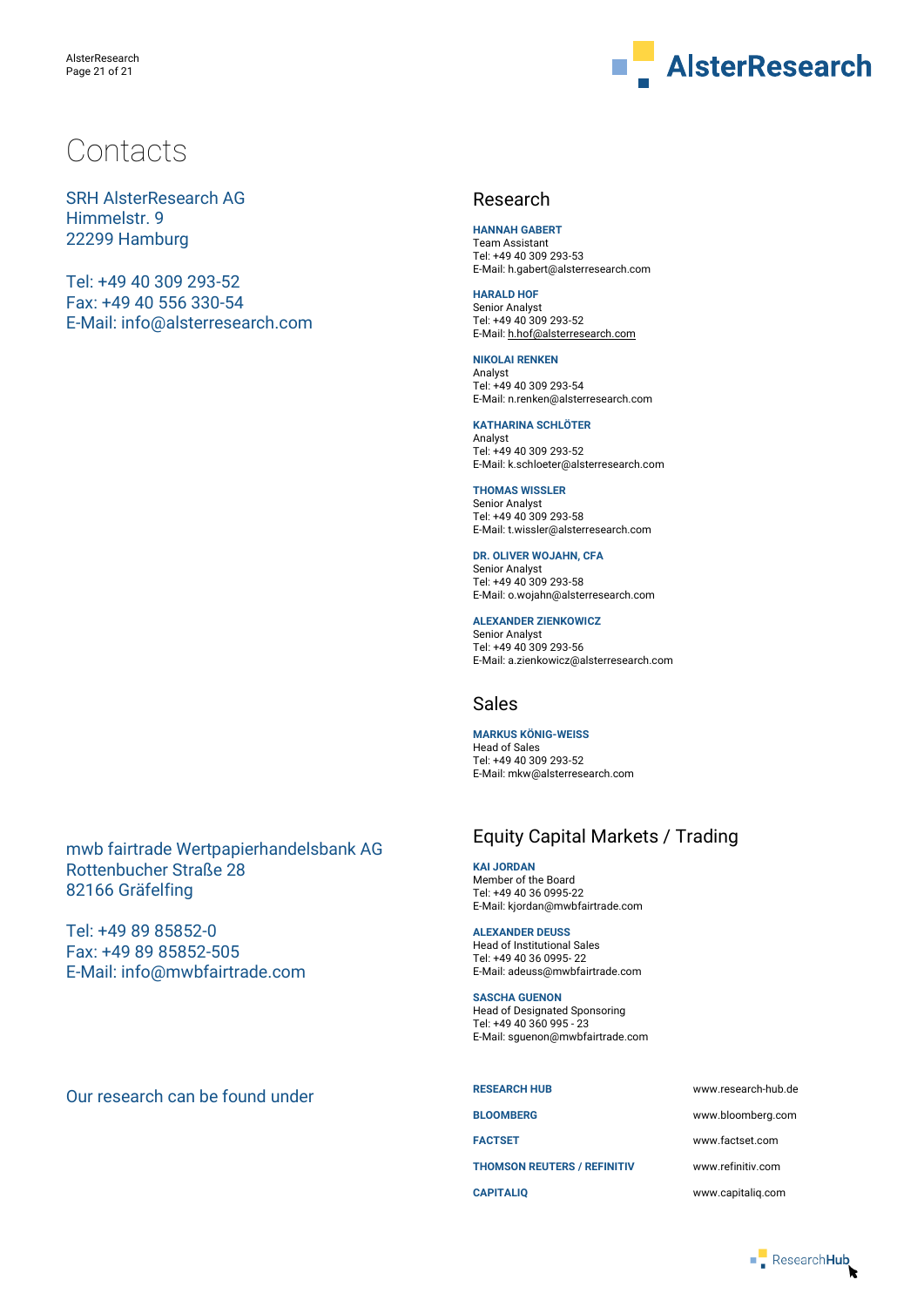# Contacts

SRH AlsterResearch AG
Himmelstr. 9
22299 Hamburg

Tel: +49 40 309 293-52
Fax: +49 40 556 330-54
E-Mail: info@alsterresearch.com

## Research

**HANNAH GABERT**
Team Assistant
Tel: +49 40 309 293-53
E-Mail: h.gabert@alsterresearch.com

**HARALD HOF**
Senior Analyst
Tel: +49 40 309 293-52
E-Mail: h.hof@alsterresearch.com

**NIKOLAI RENKEN**
Analyst
Tel: +49 40 309 293-54
E-Mail: n.renken@alsterresearch.com

**KATHARINA SCHLÖTER**
Analyst
Tel: +49 40 309 293-52
E-Mail: k.schloeter@alsterresearch.com

**THOMAS WISSLER**
Senior Analyst
Tel: +49 40 309 293-58
E-Mail: t.wissler@alsterresearch.com

**DR. OLIVER WOJAHN, CFA**
Senior Analyst
Tel: +49 40 309 293-58
E-Mail: o.wojahn@alsterresearch.com

**ALEXANDER ZIENKOWICZ**
Senior Analyst
Tel: +49 40 309 293-56
E-Mail: a.zienkowicz@alsterresearch.com

## Sales

**MARKUS KÖNIG-WEISS**
Head of Sales
Tel: +49 40 309 293-52
E-Mail: mkw@alsterresearch.com

mwb fairtrade Wertpapierhandelsbank AG
Rottenbucher Straße 28
82166 Gräfelfing

Tel: +49 89 85852-0
Fax: +49 89 85852-505
E-Mail: info@mwbfairtrade.com

## Equity Capital Markets / Trading

**KAI JORDAN**
Member of the Board
Tel: +49 40 36 0995-22
E-Mail: kjordan@mwbfairtrade.com

**ALEXANDER DEUSS**
Head of Institutional Sales
Tel: +49 40 36 0995- 22
E-Mail: adeuss@mwbfairtrade.com

**SASCHA GUENON**
Head of Designated Sponsoring
Tel: +49 40 360 995 - 23
E-Mail: sguenon@mwbfairtrade.com

Our research can be found under

| | |
|---|---|
| **RESEARCH HUB** | www.research-hub.de |
| **BLOOMBERG** | www.bloomberg.com |
| **FACTSET** | www.factset.com |
| **THOMSON REUTERS / REFINITIV** | www.refinitiv.com |
| **CAPITALIQ** | www.capitaliq.com |